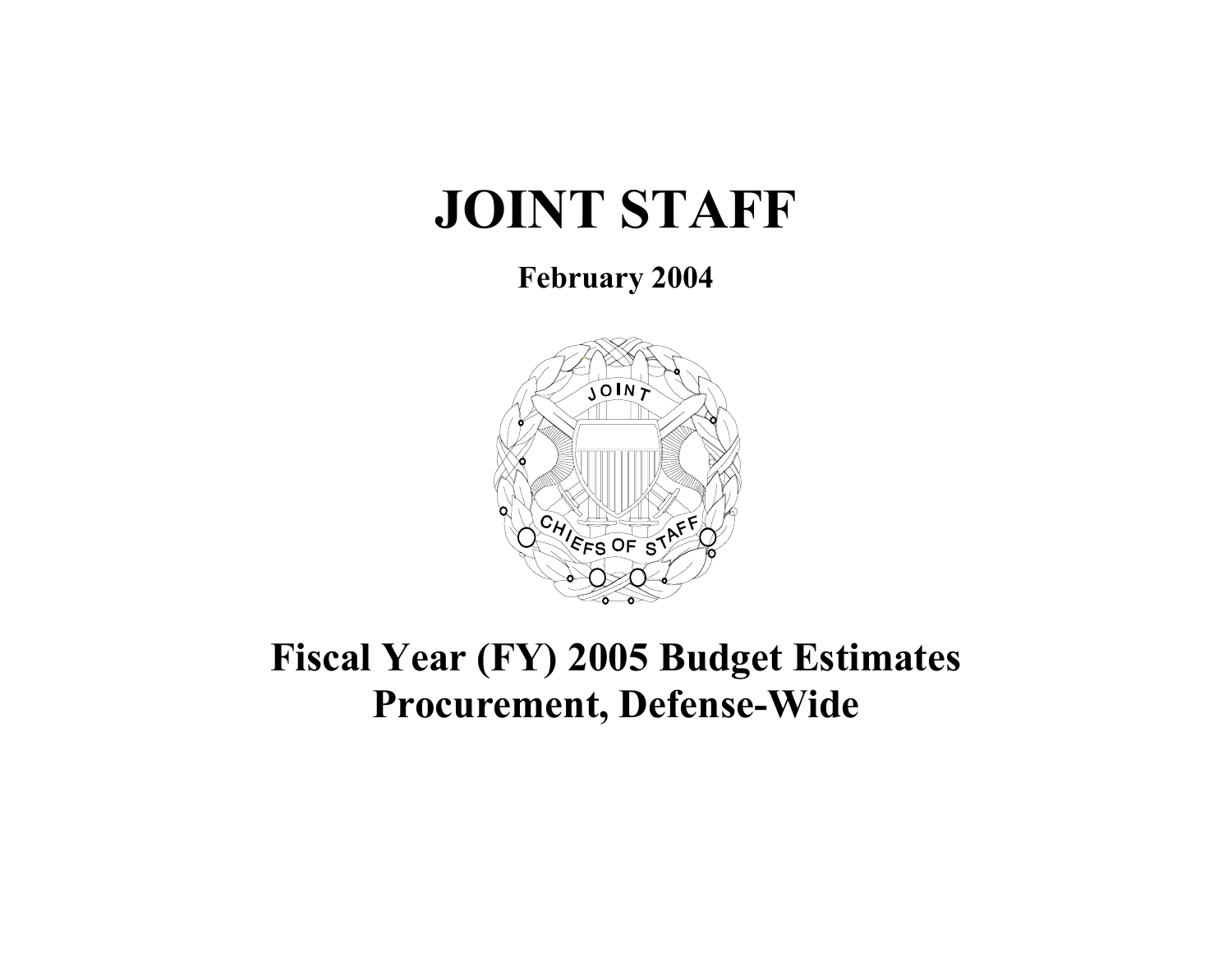# JOINT STAFF

**February 2004**

# Fiscal Year (FY) 2005 Budget Estimates
# Procurement, Defense-Wide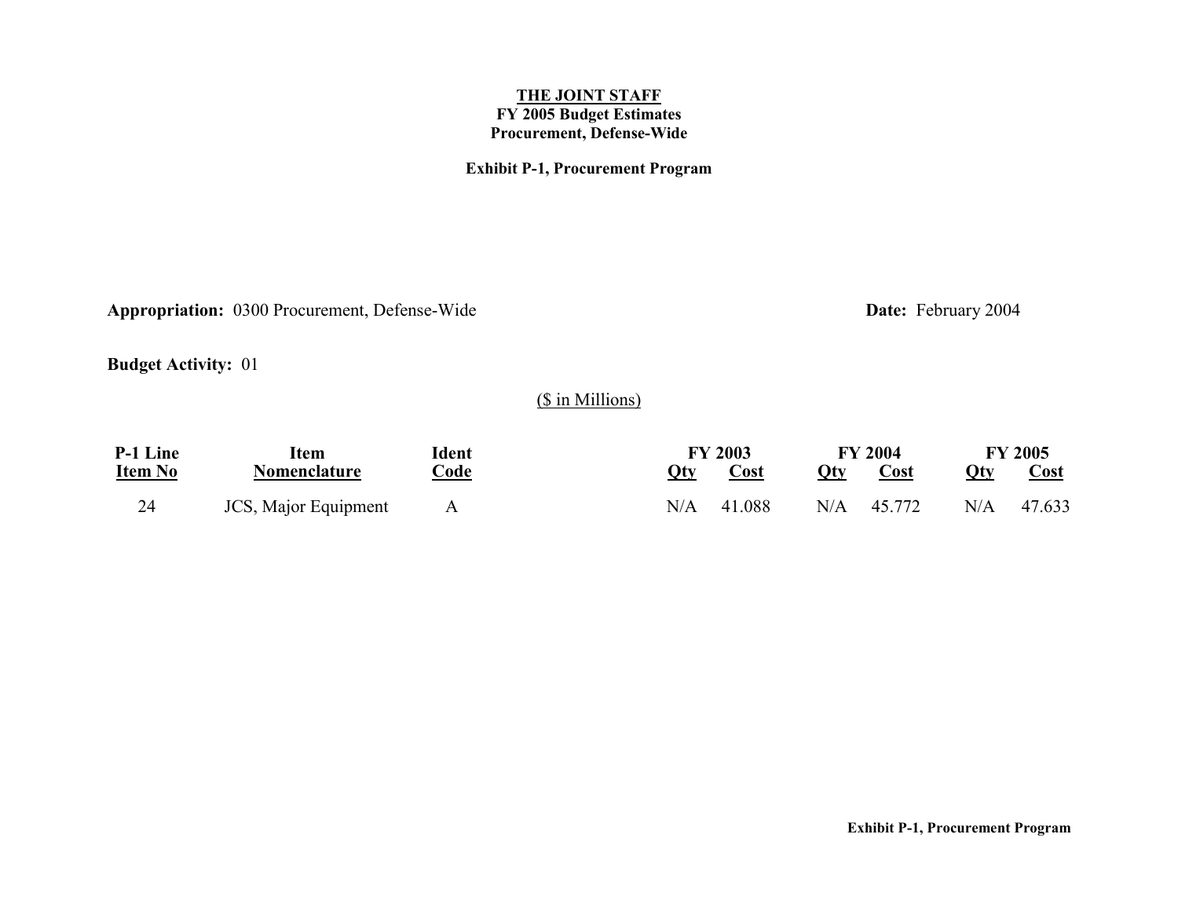**THE JOINT STAFF**
**FY 2005 Budget Estimates**
**Procurement, Defense-Wide**

**Exhibit P-1, Procurement Program**

**Appropriation:** 0300 Procurement, Defense-Wide **Date:** February 2004

**Budget Activity:** 01

($ in Millions)

| P-1 Line Item No | Item Nomenclature | Ident Code | FY 2003 | | FY 2004 | | FY 2005 | |
|---|---|---|---|---|---|---|---|---|
| | | | Qty | Cost | Qty | Cost | Qty | Cost |
| 24 | JCS, Major Equipment | A | N/A | 41.088 | N/A | 45.772 | N/A | 47.633 |

**Exhibit P-1, Procurement Program**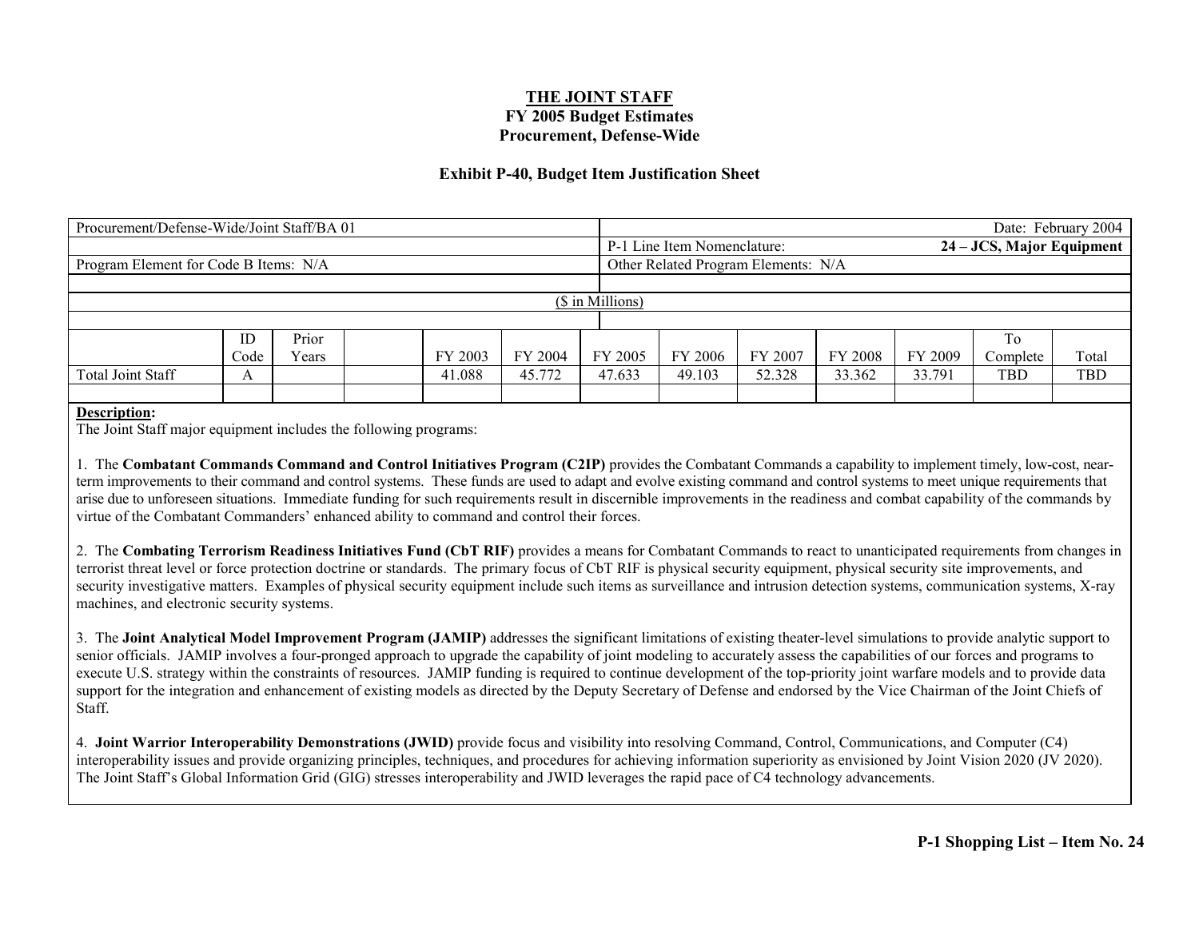**THE JOINT STAFF**
**FY 2005 Budget Estimates**
**Procurement, Defense-Wide**

**Exhibit P-40, Budget Item Justification Sheet**

| Procurement/Defense-Wide/Joint Staff/BA 01 | | | | | | | Date: February 2004 | | | | | |
|---|---|---|---|---|---|---|---|---|---|---|---|---|
| | | | | | | | P-1 Line Item Nomenclature: **24 – JCS, Major Equipment** | | | | | |
| Program Element for Code B Items: N/A | | | | | | | Other Related Program Elements: N/A | | | | | |
| ($ in Millions) | | | | | | | | | | | | |
| | ID Code | Prior Years | | FY 2003 | FY 2004 | FY 2005 | FY 2006 | FY 2007 | FY 2008 | FY 2009 | To Complete | Total |
| Total Joint Staff | A | | | 41.088 | 45.772 | 47.633 | 49.103 | 52.328 | 33.362 | 33.791 | TBD | TBD |

**Description:**
The Joint Staff major equipment includes the following programs:

1. The **Combatant Commands Command and Control Initiatives Program (C2IP)** provides the Combatant Commands a capability to implement timely, low-cost, near-term improvements to their command and control systems. These funds are used to adapt and evolve existing command and control systems to meet unique requirements that arise due to unforeseen situations. Immediate funding for such requirements result in discernible improvements in the readiness and combat capability of the commands by virtue of the Combatant Commanders' enhanced ability to command and control their forces.

2. The **Combating Terrorism Readiness Initiatives Fund (CbT RIF)** provides a means for Combatant Commands to react to unanticipated requirements from changes in terrorist threat level or force protection doctrine or standards. The primary focus of CbT RIF is physical security equipment, physical security site improvements, and security investigative matters. Examples of physical security equipment include such items as surveillance and intrusion detection systems, communication systems, X-ray machines, and electronic security systems.

3. The **Joint Analytical Model Improvement Program (JAMIP)** addresses the significant limitations of existing theater-level simulations to provide analytic support to senior officials. JAMIP involves a four-pronged approach to upgrade the capability of joint modeling to accurately assess the capabilities of our forces and programs to execute U.S. strategy within the constraints of resources. JAMIP funding is required to continue development of the top-priority joint warfare models and to provide data support for the integration and enhancement of existing models as directed by the Deputy Secretary of Defense and endorsed by the Vice Chairman of the Joint Chiefs of Staff.

4. **Joint Warrior Interoperability Demonstrations (JWID)** provide focus and visibility into resolving Command, Control, Communications, and Computer (C4) interoperability issues and provide organizing principles, techniques, and procedures for achieving information superiority as envisioned by Joint Vision 2020 (JV 2020). The Joint Staff's Global Information Grid (GIG) stresses interoperability and JWID leverages the rapid pace of C4 technology advancements.

**P-1 Shopping List – Item No. 24**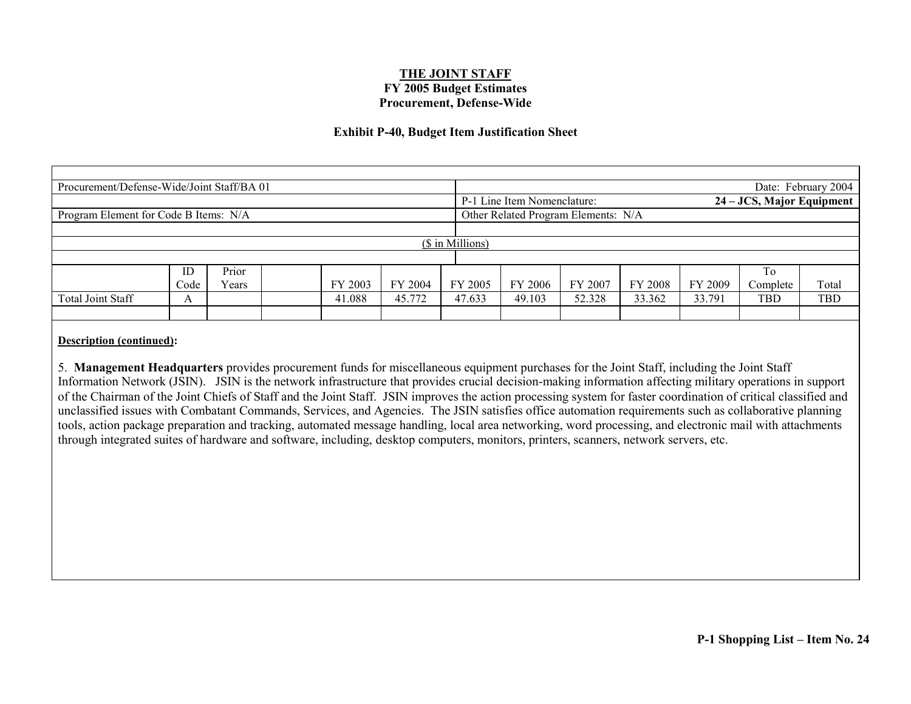**THE JOINT STAFF**
**FY 2005 Budget Estimates**
**Procurement, Defense-Wide**

**Exhibit P-40, Budget Item Justification Sheet**

| Procurement/Defense-Wide/Joint Staff/BA 01 | | | | | | Date: February 2004 | | | | | | |
|---|---|---|---|---|---|---|---|---|---|---|---|---|
| | | | | | | P-1 Line Item Nomenclature: **24 – JCS, Major Equipment** | | | | | | |
| Program Element for Code B Items: N/A | | | | | | Other Related Program Elements: N/A | | | | | | |
| ($ in Millions) | | | | | | | | | | | | |
| | ID Code | Prior Years | | FY 2003 | FY 2004 | FY 2005 | FY 2006 | FY 2007 | FY 2008 | FY 2009 | To Complete | Total |
| Total Joint Staff | A | | | 41.088 | 45.772 | 47.633 | 49.103 | 52.328 | 33.362 | 33.791 | TBD | TBD |

**Description (continued):**

5. **Management Headquarters** provides procurement funds for miscellaneous equipment purchases for the Joint Staff, including the Joint Staff Information Network (JSIN). JSIN is the network infrastructure that provides crucial decision-making information affecting military operations in support of the Chairman of the Joint Chiefs of Staff and the Joint Staff. JSIN improves the action processing system for faster coordination of critical classified and unclassified issues with Combatant Commands, Services, and Agencies. The JSIN satisfies office automation requirements such as collaborative planning tools, action package preparation and tracking, automated message handling, local area networking, word processing, and electronic mail with attachments through integrated suites of hardware and software, including, desktop computers, monitors, printers, scanners, network servers, etc.

**P-1 Shopping List – Item No. 24**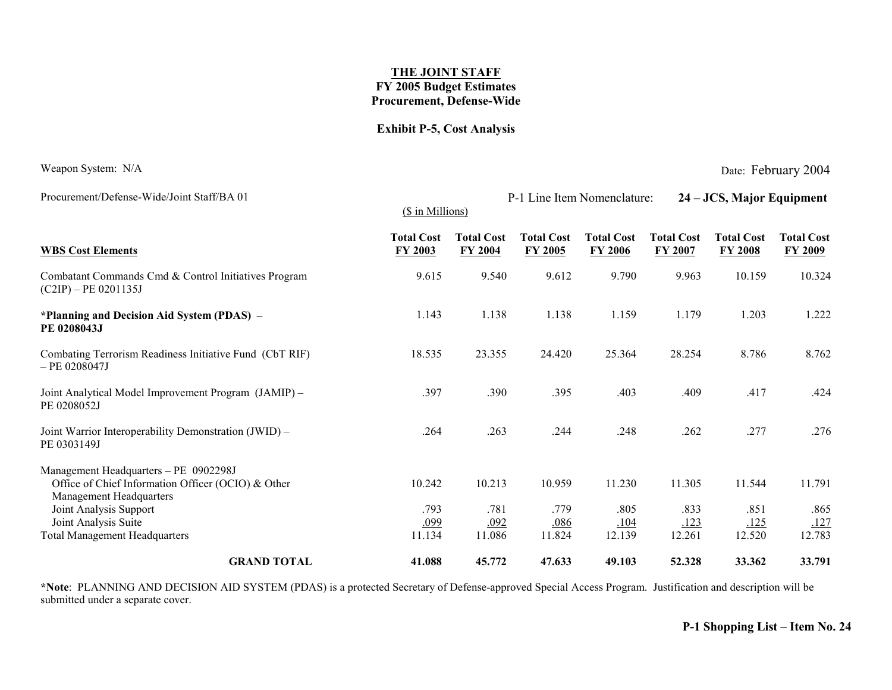**THE JOINT STAFF**
**FY 2005 Budget Estimates**
**Procurement, Defense-Wide**

**Exhibit P-5, Cost Analysis**

Weapon System: N/A

Date: February 2004

Procurement/Defense-Wide/Joint Staff/BA 01

P-1 Line Item Nomenclature: **24 – JCS, Major Equipment**

($ in Millions)

| WBS Cost Elements | Total Cost FY 2003 | Total Cost FY 2004 | Total Cost FY 2005 | Total Cost FY 2006 | Total Cost FY 2007 | Total Cost FY 2008 | Total Cost FY 2009 |
|---|---|---|---|---|---|---|---|
| Combatant Commands Cmd & Control Initiatives Program (C2IP) – PE 0201135J | 9.615 | 9.540 | 9.612 | 9.790 | 9.963 | 10.159 | 10.324 |
| ***Planning and Decision Aid System (PDAS) – PE 0208043J** | 1.143 | 1.138 | 1.138 | 1.159 | 1.179 | 1.203 | 1.222 |
| Combating Terrorism Readiness Initiative Fund (CbT RIF) – PE 0208047J | 18.535 | 23.355 | 24.420 | 25.364 | 28.254 | 8.786 | 8.762 |
| Joint Analytical Model Improvement Program (JAMIP) – PE 0208052J | .397 | .390 | .395 | .403 | .409 | .417 | .424 |
| Joint Warrior Interoperability Demonstration (JWID) – PE 0303149J | .264 | .263 | .244 | .248 | .262 | .277 | .276 |
| Management Headquarters – PE 0902298J | | | | | | | |
| Office of Chief Information Officer (OCIO) & Other Management Headquarters | 10.242 | 10.213 | 10.959 | 11.230 | 11.305 | 11.544 | 11.791 |
| Joint Analysis Support | .793 | .781 | .779 | .805 | .833 | .851 | .865 |
| Joint Analysis Suite | .099 | .092 | .086 | .104 | .123 | .125 | .127 |
| Total Management Headquarters | 11.134 | 11.086 | 11.824 | 12.139 | 12.261 | 12.520 | 12.783 |
| **GRAND TOTAL** | **41.088** | **45.772** | **47.633** | **49.103** | **52.328** | **33.362** | **33.791** |

***Note**: PLANNING AND DECISION AID SYSTEM (PDAS) is a protected Secretary of Defense-approved Special Access Program. Justification and description will be submitted under a separate cover.

**P-1 Shopping List – Item No. 24**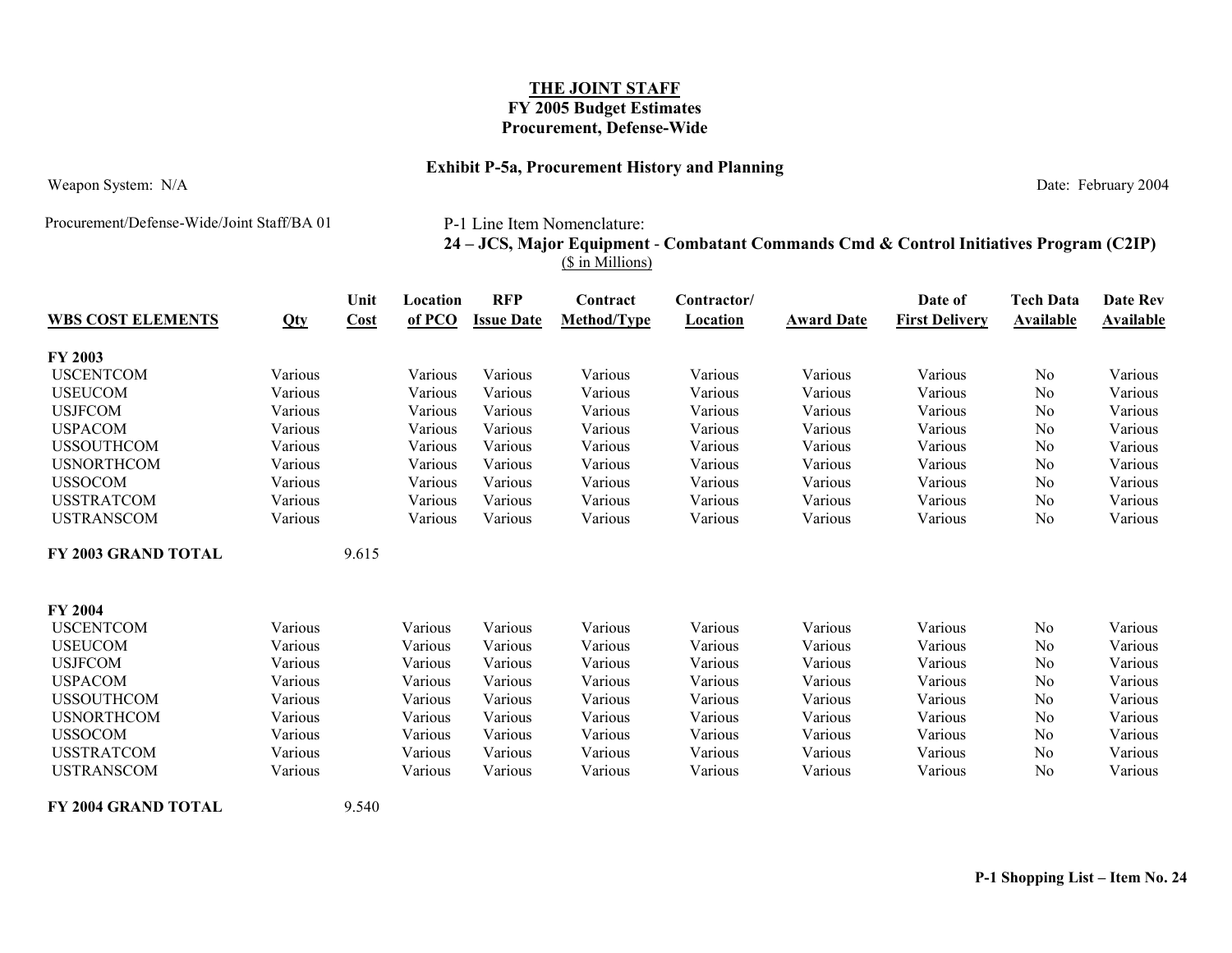**THE JOINT STAFF**
**FY 2005 Budget Estimates**
**Procurement, Defense-Wide**

**Exhibit P-5a, Procurement History and Planning**

Weapon System: N/A

Date: February 2004

Procurement/Defense-Wide/Joint Staff/BA 01

P-1 Line Item Nomenclature:
**24 – JCS, Major Equipment - Combatant Commands Cmd & Control Initiatives Program (C2IP)**
($ in Millions)

| WBS COST ELEMENTS | Qty | Unit Cost | Location of PCO | RFP Issue Date | Contract Method/Type | Contractor/ Location | Award Date | Date of First Delivery | Tech Data Available | Date Rev Available |
|---|---|---|---|---|---|---|---|---|---|---|
| **FY 2003** | | | | | | | | | | |
| USCENTCOM | Various | | Various | Various | Various | Various | Various | Various | No | Various |
| USEUCOM | Various | | Various | Various | Various | Various | Various | Various | No | Various |
| USJFCOM | Various | | Various | Various | Various | Various | Various | Various | No | Various |
| USPACOM | Various | | Various | Various | Various | Various | Various | Various | No | Various |
| USSOUTHCOM | Various | | Various | Various | Various | Various | Various | Various | No | Various |
| USNORTHCOM | Various | | Various | Various | Various | Various | Various | Various | No | Various |
| USSOCOM | Various | | Various | Various | Various | Various | Various | Various | No | Various |
| USSTRATCOM | Various | | Various | Various | Various | Various | Various | Various | No | Various |
| USTRANSCOM | Various | | Various | Various | Various | Various | Various | Various | No | Various |
| **FY 2003 GRAND TOTAL** | | 9.615 | | | | | | | | |
| **FY 2004** | | | | | | | | | | |
| USCENTCOM | Various | | Various | Various | Various | Various | Various | Various | No | Various |
| USEUCOM | Various | | Various | Various | Various | Various | Various | Various | No | Various |
| USJFCOM | Various | | Various | Various | Various | Various | Various | Various | No | Various |
| USPACOM | Various | | Various | Various | Various | Various | Various | Various | No | Various |
| USSOUTHCOM | Various | | Various | Various | Various | Various | Various | Various | No | Various |
| USNORTHCOM | Various | | Various | Various | Various | Various | Various | Various | No | Various |
| USSOCOM | Various | | Various | Various | Various | Various | Various | Various | No | Various |
| USSTRATCOM | Various | | Various | Various | Various | Various | Various | Various | No | Various |
| USTRANSCOM | Various | | Various | Various | Various | Various | Various | Various | No | Various |
| **FY 2004 GRAND TOTAL** | | 9.540 | | | | | | | | |

**P-1 Shopping List – Item No. 24**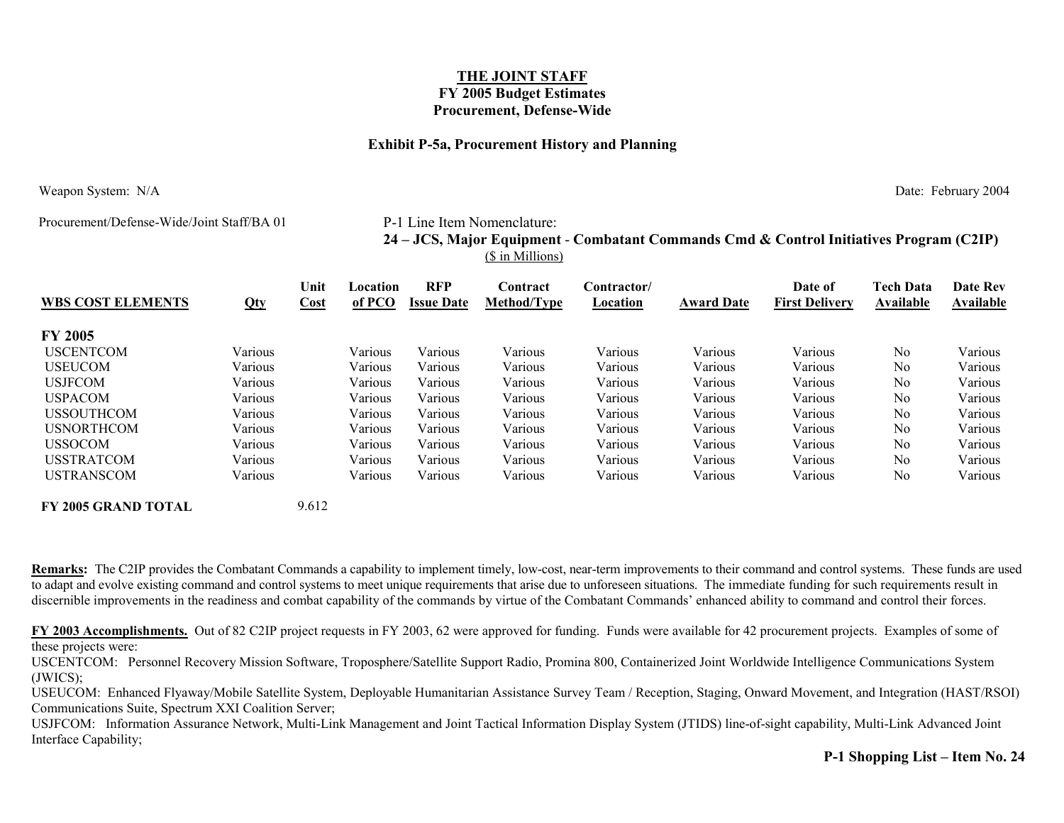**THE JOINT STAFF**
**FY 2005 Budget Estimates**
**Procurement, Defense-Wide**

**Exhibit P-5a, Procurement History and Planning**

Weapon System: N/A

Date: February 2004

Procurement/Defense-Wide/Joint Staff/BA 01

P-1 Line Item Nomenclature:
**24 – JCS, Major Equipment - Combatant Commands Cmd & Control Initiatives Program (C2IP)**
($ in Millions)

| WBS COST ELEMENTS | Qty | Unit Cost | Location of PCO | RFP Issue Date | Contract Method/Type | Contractor/ Location | Award Date | Date of First Delivery | Tech Data Available | Date Rev Available |
|---|---|---|---|---|---|---|---|---|---|---|
| **FY 2005** | | | | | | | | | | |
| USCENTCOM | Various | | Various | Various | Various | Various | Various | Various | No | Various |
| USEUCOM | Various | | Various | Various | Various | Various | Various | Various | No | Various |
| USJFCOM | Various | | Various | Various | Various | Various | Various | Various | No | Various |
| USPACOM | Various | | Various | Various | Various | Various | Various | Various | No | Various |
| USSOUTHCOM | Various | | Various | Various | Various | Various | Various | Various | No | Various |
| USNORTHCOM | Various | | Various | Various | Various | Various | Various | Various | No | Various |
| USSOCOM | Various | | Various | Various | Various | Various | Various | Various | No | Various |
| USSTRATCOM | Various | | Various | Various | Various | Various | Various | Various | No | Various |
| USTRANSCOM | Various | | Various | Various | Various | Various | Various | Various | No | Various |
| **FY 2005 GRAND TOTAL** | | 9.612 | | | | | | | | |

**Remarks:** The C2IP provides the Combatant Commands a capability to implement timely, low-cost, near-term improvements to their command and control systems. These funds are used to adapt and evolve existing command and control systems to meet unique requirements that arise due to unforeseen situations. The immediate funding for such requirements result in discernible improvements in the readiness and combat capability of the commands by virtue of the Combatant Commands' enhanced ability to command and control their forces.

**FY 2003 Accomplishments.** Out of 82 C2IP project requests in FY 2003, 62 were approved for funding. Funds were available for 42 procurement projects. Examples of some of these projects were:

USCENTCOM: Personnel Recovery Mission Software, Troposphere/Satellite Support Radio, Promina 800, Containerized Joint Worldwide Intelligence Communications System (JWICS);

USEUCOM: Enhanced Flyaway/Mobile Satellite System, Deployable Humanitarian Assistance Survey Team / Reception, Staging, Onward Movement, and Integration (HAST/RSOI) Communications Suite, Spectrum XXI Coalition Server;

USJFCOM: Information Assurance Network, Multi-Link Management and Joint Tactical Information Display System (JTIDS) line-of-sight capability, Multi-Link Advanced Joint Interface Capability;

**P-1 Shopping List – Item No. 24**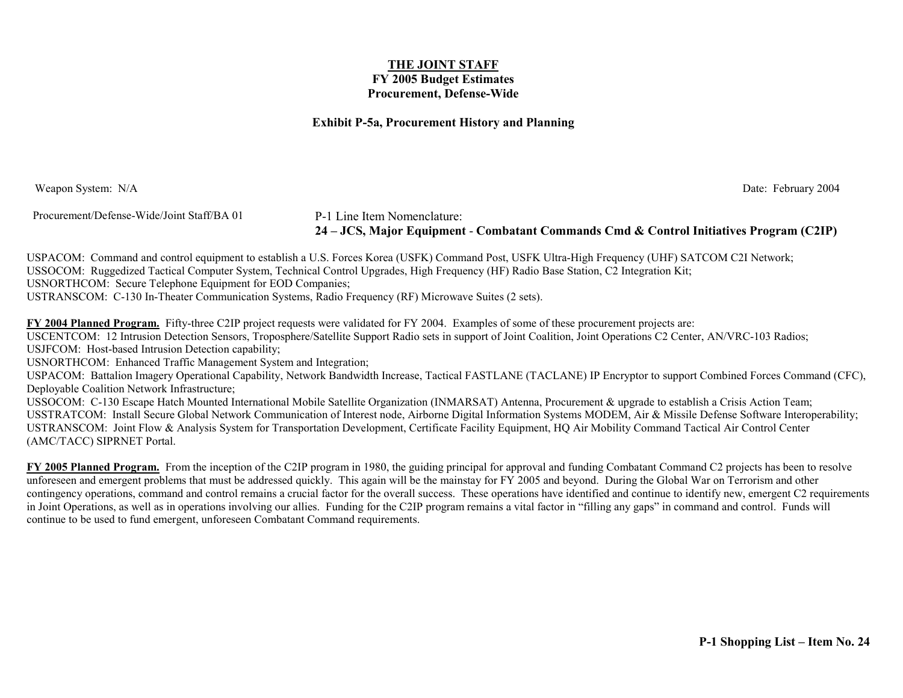**THE JOINT STAFF**
**FY 2005 Budget Estimates**
**Procurement, Defense-Wide**

**Exhibit P-5a, Procurement History and Planning**

Weapon System: N/A

Date: February 2004

Procurement/Defense-Wide/Joint Staff/BA 01

P-1 Line Item Nomenclature:
**24 – JCS, Major Equipment - Combatant Commands Cmd & Control Initiatives Program (C2IP)**

USPACOM: Command and control equipment to establish a U.S. Forces Korea (USFK) Command Post, USFK Ultra-High Frequency (UHF) SATCOM C2I Network;
USSOCOM: Ruggedized Tactical Computer System, Technical Control Upgrades, High Frequency (HF) Radio Base Station, C2 Integration Kit;
USNORTHCOM: Secure Telephone Equipment for EOD Companies;
USTRANSCOM: C-130 In-Theater Communication Systems, Radio Frequency (RF) Microwave Suites (2 sets).

**FY 2004 Planned Program.** Fifty-three C2IP project requests were validated for FY 2004. Examples of some of these procurement projects are:
USCENTCOM: 12 Intrusion Detection Sensors, Troposphere/Satellite Support Radio sets in support of Joint Coalition, Joint Operations C2 Center, AN/VRC-103 Radios;
USJFCOM: Host-based Intrusion Detection capability;
USNORTHCOM: Enhanced Traffic Management System and Integration;
USPACOM: Battalion Imagery Operational Capability, Network Bandwidth Increase, Tactical FASTLANE (TACLANE) IP Encryptor to support Combined Forces Command (CFC), Deployable Coalition Network Infrastructure;
USSOCOM: C-130 Escape Hatch Mounted International Mobile Satellite Organization (INMARSAT) Antenna, Procurement & upgrade to establish a Crisis Action Team;
USSTRATCOM: Install Secure Global Network Communication of Interest node, Airborne Digital Information Systems MODEM, Air & Missile Defense Software Interoperability;
USTRANSCOM: Joint Flow & Analysis System for Transportation Development, Certificate Facility Equipment, HQ Air Mobility Command Tactical Air Control Center (AMC/TACC) SIPRNET Portal.

**FY 2005 Planned Program.** From the inception of the C2IP program in 1980, the guiding principal for approval and funding Combatant Command C2 projects has been to resolve unforeseen and emergent problems that must be addressed quickly. This again will be the mainstay for FY 2005 and beyond. During the Global War on Terrorism and other contingency operations, command and control remains a crucial factor for the overall success. These operations have identified and continue to identify new, emergent C2 requirements in Joint Operations, as well as in operations involving our allies. Funding for the C2IP program remains a vital factor in "filling any gaps" in command and control. Funds will continue to be used to fund emergent, unforeseen Combatant Command requirements.

**P-1 Shopping List – Item No. 24**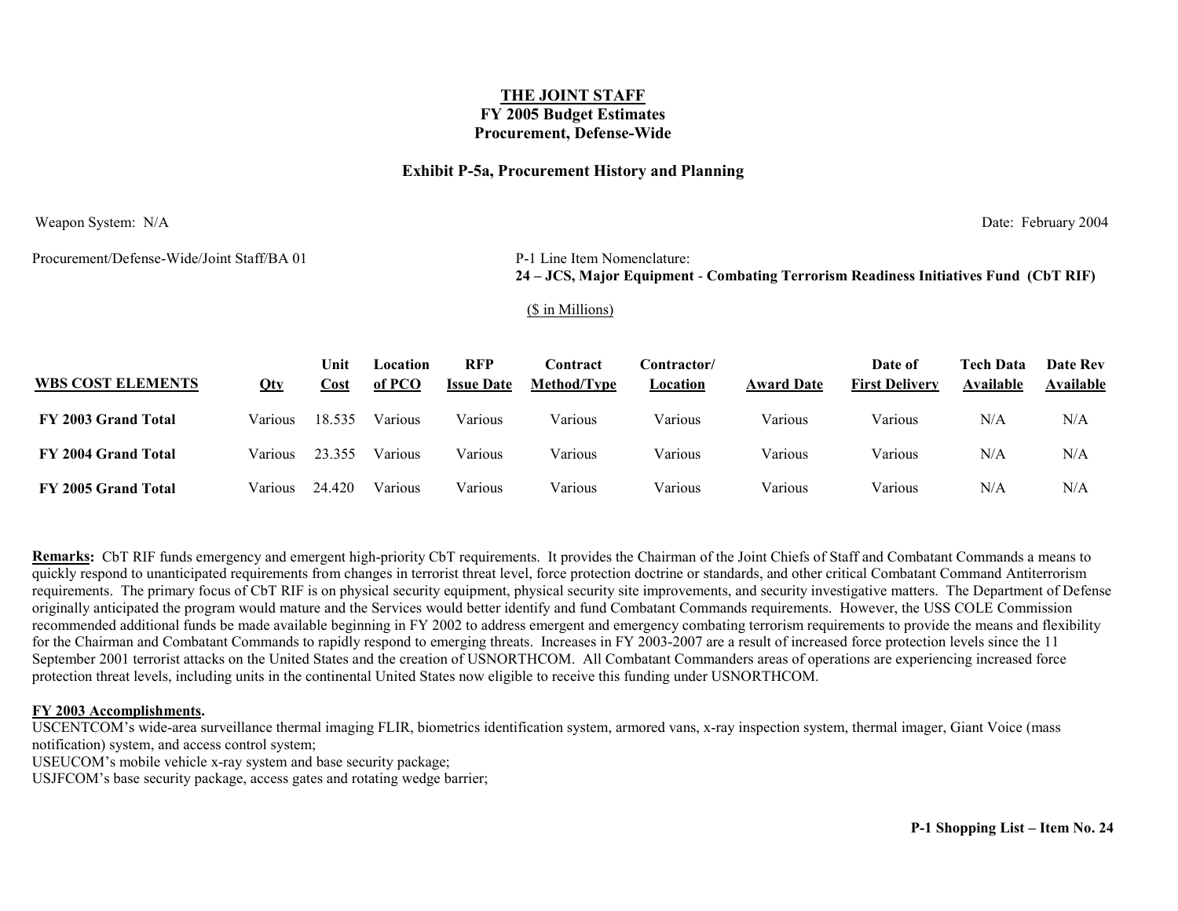**THE JOINT STAFF**
**FY 2005 Budget Estimates**
**Procurement, Defense-Wide**

**Exhibit P-5a, Procurement History and Planning**

Weapon System: N/A

Date: February 2004

Procurement/Defense-Wide/Joint Staff/BA 01

P-1 Line Item Nomenclature:
**24 – JCS, Major Equipment - Combating Terrorism Readiness Initiatives Fund (CbT RIF)**

($ in Millions)

| WBS COST ELEMENTS | Qty | Unit Cost | Location of PCO | RFP Issue Date | Contract Method/Type | Contractor/ Location | Award Date | Date of First Delivery | Tech Data Available | Date Rev Available |
|---|---|---|---|---|---|---|---|---|---|---|
| **FY 2003 Grand Total** | Various | 18.535 | Various | Various | Various | Various | Various | Various | N/A | N/A |
| **FY 2004 Grand Total** | Various | 23.355 | Various | Various | Various | Various | Various | Various | N/A | N/A |
| **FY 2005 Grand Total** | Various | 24.420 | Various | Various | Various | Various | Various | Various | N/A | N/A |

**Remarks:** CbT RIF funds emergency and emergent high-priority CbT requirements. It provides the Chairman of the Joint Chiefs of Staff and Combatant Commands a means to quickly respond to unanticipated requirements from changes in terrorist threat level, force protection doctrine or standards, and other critical Combatant Command Antiterrorism requirements. The primary focus of CbT RIF is on physical security equipment, physical security site improvements, and security investigative matters. The Department of Defense originally anticipated the program would mature and the Services would better identify and fund Combatant Commands requirements. However, the USS COLE Commission recommended additional funds be made available beginning in FY 2002 to address emergent and emergency combating terrorism requirements to provide the means and flexibility for the Chairman and Combatant Commands to rapidly respond to emerging threats. Increases in FY 2003-2007 are a result of increased force protection levels since the 11 September 2001 terrorist attacks on the United States and the creation of USNORTHCOM. All Combatant Commanders areas of operations are experiencing increased force protection threat levels, including units in the continental United States now eligible to receive this funding under USNORTHCOM.

**FY 2003 Accomplishments.**

USCENTCOM's wide-area surveillance thermal imaging FLIR, biometrics identification system, armored vans, x-ray inspection system, thermal imager, Giant Voice (mass notification) system, and access control system;
USEUCOM's mobile vehicle x-ray system and base security package;
USJFCOM's base security package, access gates and rotating wedge barrier;

**P-1 Shopping List – Item No. 24**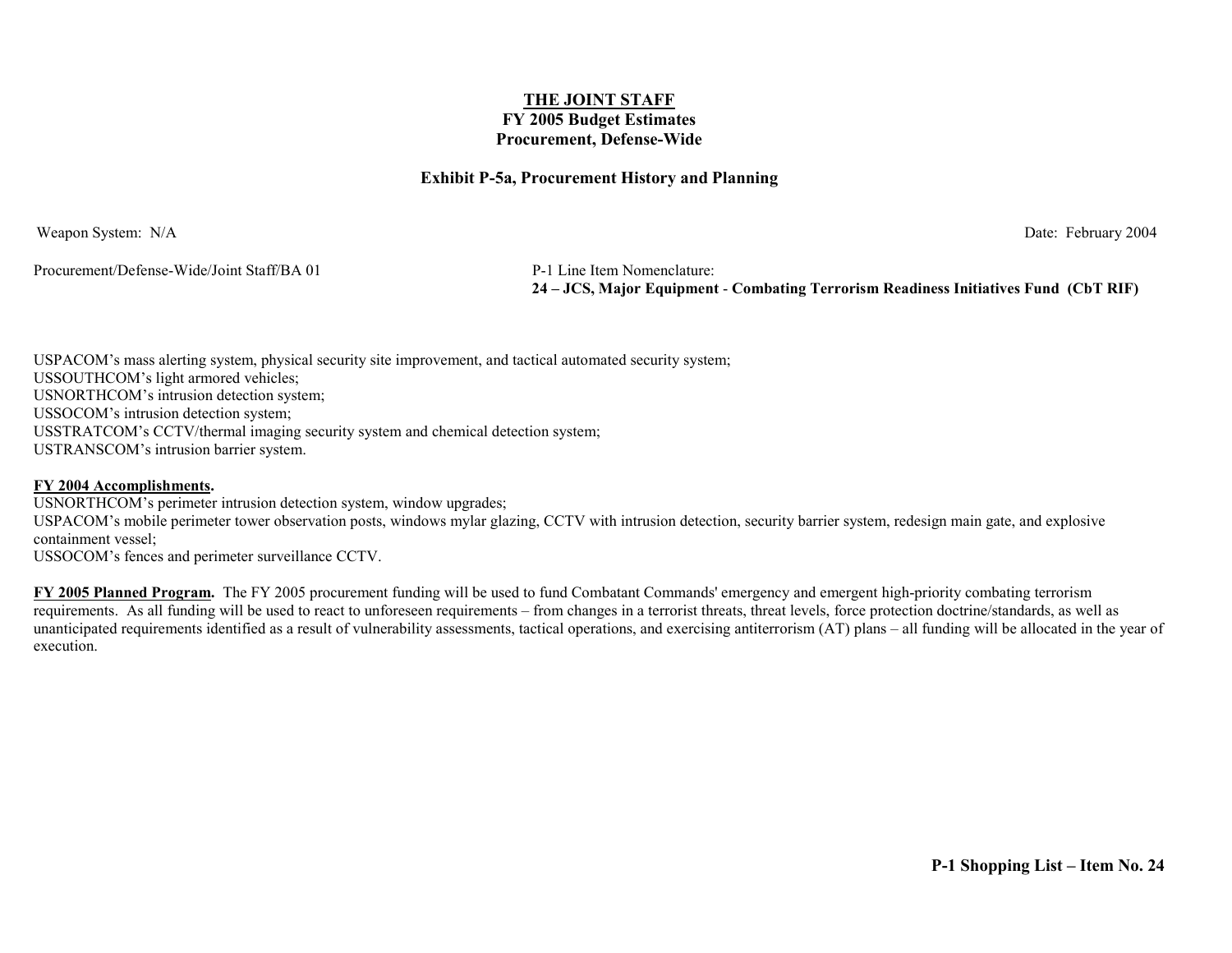**THE JOINT STAFF**
**FY 2005 Budget Estimates**
**Procurement, Defense-Wide**

**Exhibit P-5a, Procurement History and Planning**

Weapon System: N/A

Date: February 2004

Procurement/Defense-Wide/Joint Staff/BA 01

P-1 Line Item Nomenclature:
**24 – JCS, Major Equipment - Combating Terrorism Readiness Initiatives Fund (CbT RIF)**

USPACOM's mass alerting system, physical security site improvement, and tactical automated security system;
USSOUTHCOM's light armored vehicles;
USNORTHCOM's intrusion detection system;
USSOCOM's intrusion detection system;
USSTRATCOM's CCTV/thermal imaging security system and chemical detection system;
USTRANSCOM's intrusion barrier system.

**FY 2004 Accomplishments.**
USNORTHCOM's perimeter intrusion detection system, window upgrades;
USPACOM's mobile perimeter tower observation posts, windows mylar glazing, CCTV with intrusion detection, security barrier system, redesign main gate, and explosive containment vessel;
USSOCOM's fences and perimeter surveillance CCTV.

**FY 2005 Planned Program.** The FY 2005 procurement funding will be used to fund Combatant Commands' emergency and emergent high-priority combating terrorism requirements. As all funding will be used to react to unforeseen requirements – from changes in a terrorist threats, threat levels, force protection doctrine/standards, as well as unanticipated requirements identified as a result of vulnerability assessments, tactical operations, and exercising antiterrorism (AT) plans – all funding will be allocated in the year of execution.

**P-1 Shopping List – Item No. 24**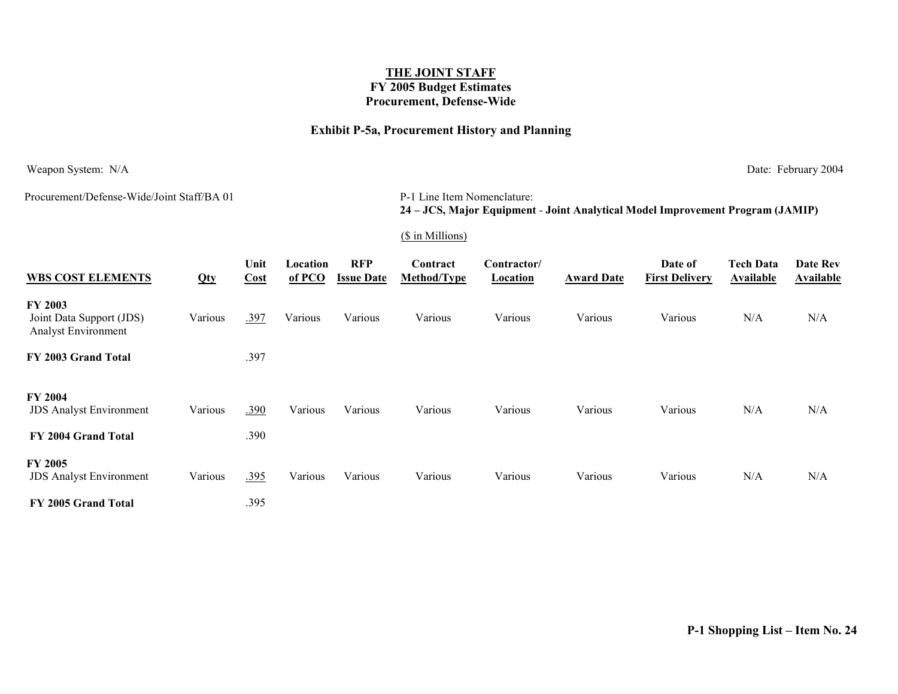**THE JOINT STAFF**
**FY 2005 Budget Estimates**
**Procurement, Defense-Wide**

**Exhibit P-5a, Procurement History and Planning**

Weapon System: N/A

Date: February 2004

Procurement/Defense-Wide/Joint Staff/BA 01

P-1 Line Item Nomenclature:
**24 – JCS, Major Equipment - Joint Analytical Model Improvement Program (JAMIP)**

($ in Millions)

| WBS COST ELEMENTS | Qty | Unit Cost | Location of PCO | RFP Issue Date | Contract Method/Type | Contractor/ Location | Award Date | Date of First Delivery | Tech Data Available | Date Rev Available |
|---|---|---|---|---|---|---|---|---|---|---|
| **FY 2003** | | | | | | | | | | |
| Joint Data Support (JDS) Analyst Environment | Various | .397 | Various | Various | Various | Various | Various | Various | N/A | N/A |
| **FY 2003 Grand Total** | | .397 | | | | | | | | |
| **FY 2004** | | | | | | | | | | |
| JDS Analyst Environment | Various | .390 | Various | Various | Various | Various | Various | Various | N/A | N/A |
| **FY 2004 Grand Total** | | .390 | | | | | | | | |
| **FY 2005** | | | | | | | | | | |
| JDS Analyst Environment | Various | .395 | Various | Various | Various | Various | Various | Various | N/A | N/A |
| **FY 2005 Grand Total** | | .395 | | | | | | | | |

**P-1 Shopping List – Item No. 24**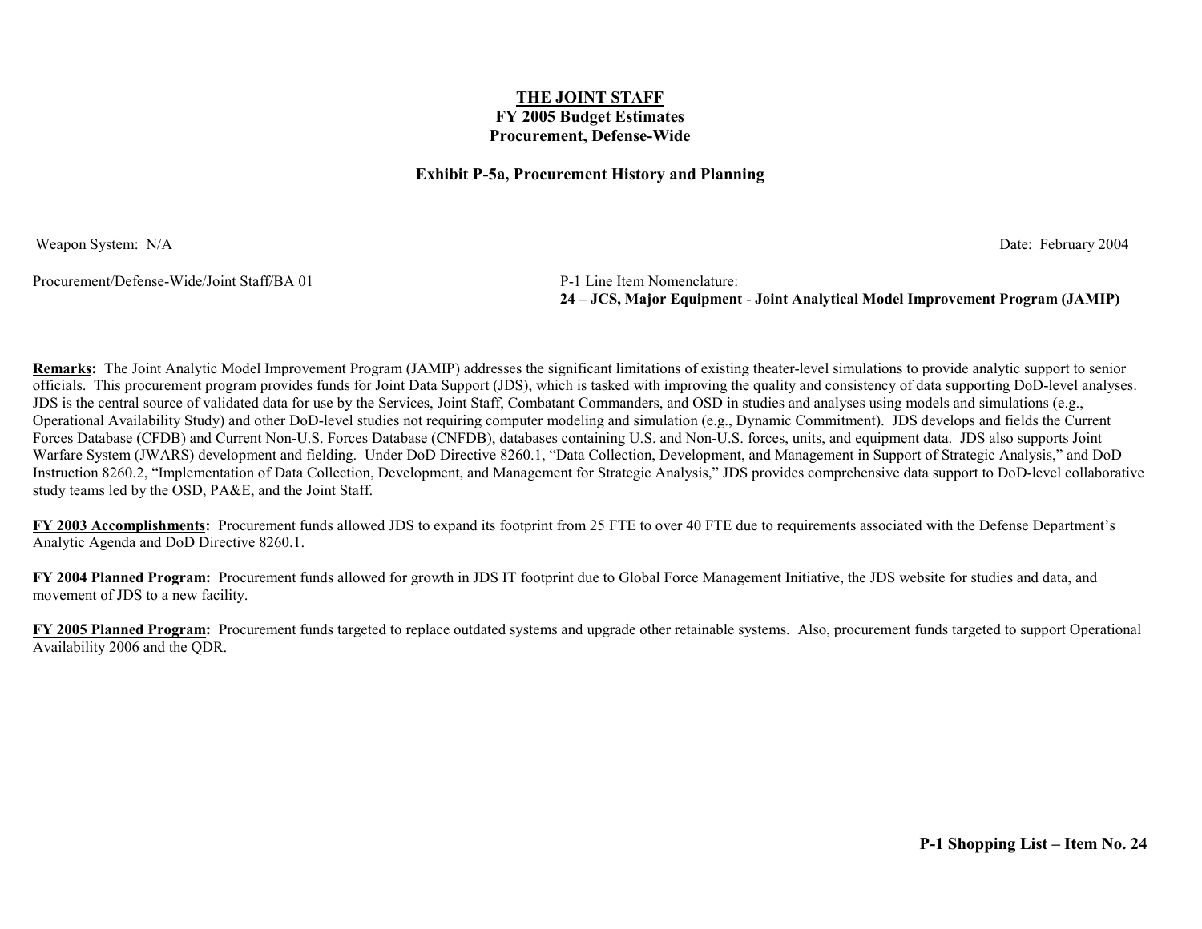# THE JOINT STAFF
## FY 2005 Budget Estimates
## Procurement, Defense-Wide

### Exhibit P-5a, Procurement History and Planning

Weapon System: N/A

Date: February 2004

Procurement/Defense-Wide/Joint Staff/BA 01

P-1 Line Item Nomenclature:
**24 – JCS, Major Equipment - Joint Analytical Model Improvement Program (JAMIP)**

**Remarks:** The Joint Analytic Model Improvement Program (JAMIP) addresses the significant limitations of existing theater-level simulations to provide analytic support to senior officials. This procurement program provides funds for Joint Data Support (JDS), which is tasked with improving the quality and consistency of data supporting DoD-level analyses. JDS is the central source of validated data for use by the Services, Joint Staff, Combatant Commanders, and OSD in studies and analyses using models and simulations (e.g., Operational Availability Study) and other DoD-level studies not requiring computer modeling and simulation (e.g., Dynamic Commitment). JDS develops and fields the Current Forces Database (CFDB) and Current Non-U.S. Forces Database (CNFDB), databases containing U.S. and Non-U.S. forces, units, and equipment data. JDS also supports Joint Warfare System (JWARS) development and fielding. Under DoD Directive 8260.1, "Data Collection, Development, and Management in Support of Strategic Analysis," and DoD Instruction 8260.2, "Implementation of Data Collection, Development, and Management for Strategic Analysis," JDS provides comprehensive data support to DoD-level collaborative study teams led by the OSD, PA&E, and the Joint Staff.

**FY 2003 Accomplishments:** Procurement funds allowed JDS to expand its footprint from 25 FTE to over 40 FTE due to requirements associated with the Defense Department's Analytic Agenda and DoD Directive 8260.1.

**FY 2004 Planned Program:** Procurement funds allowed for growth in JDS IT footprint due to Global Force Management Initiative, the JDS website for studies and data, and movement of JDS to a new facility.

**FY 2005 Planned Program:** Procurement funds targeted to replace outdated systems and upgrade other retainable systems. Also, procurement funds targeted to support Operational Availability 2006 and the QDR.

**P-1 Shopping List – Item No. 24**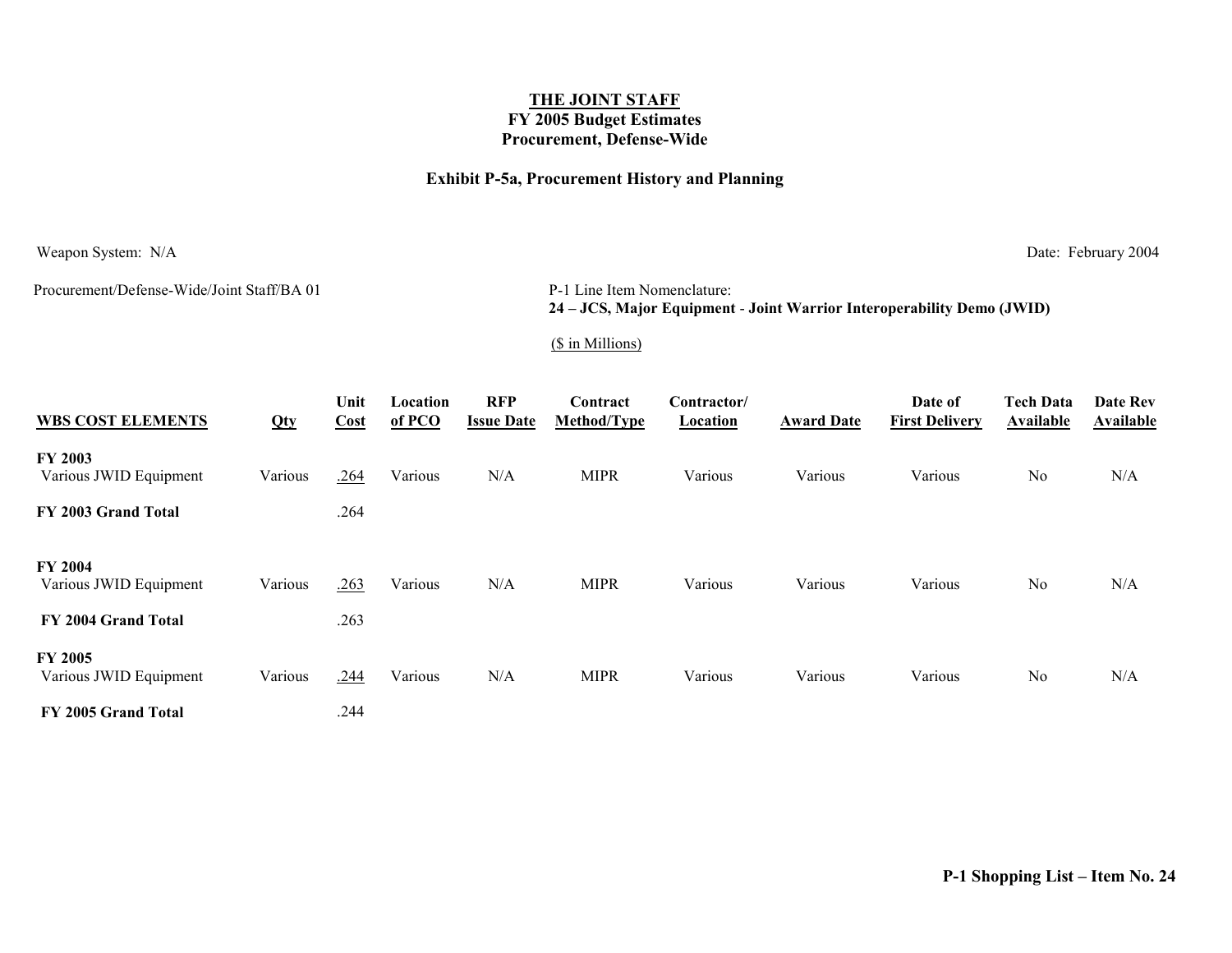**THE JOINT STAFF**
**FY 2005 Budget Estimates**
**Procurement, Defense-Wide**

**Exhibit P-5a, Procurement History and Planning**

Weapon System: N/A

Date: February 2004

Procurement/Defense-Wide/Joint Staff/BA 01

P-1 Line Item Nomenclature:
**24 – JCS, Major Equipment - Joint Warrior Interoperability Demo (JWID)**

($ in Millions)

| WBS COST ELEMENTS | Qty | Unit Cost | Location of PCO | RFP Issue Date | Contract Method/Type | Contractor/ Location | Award Date | Date of First Delivery | Tech Data Available | Date Rev Available |
|---|---|---|---|---|---|---|---|---|---|---|
| **FY 2003** | | | | | | | | | | |
| Various JWID Equipment | Various | .264 | Various | N/A | MIPR | Various | Various | Various | No | N/A |
| **FY 2003 Grand Total** | | .264 | | | | | | | | |
| **FY 2004** | | | | | | | | | | |
| Various JWID Equipment | Various | .263 | Various | N/A | MIPR | Various | Various | Various | No | N/A |
| **FY 2004 Grand Total** | | .263 | | | | | | | | |
| **FY 2005** | | | | | | | | | | |
| Various JWID Equipment | Various | .244 | Various | N/A | MIPR | Various | Various | Various | No | N/A |
| **FY 2005 Grand Total** | | .244 | | | | | | | | |

**P-1 Shopping List – Item No. 24**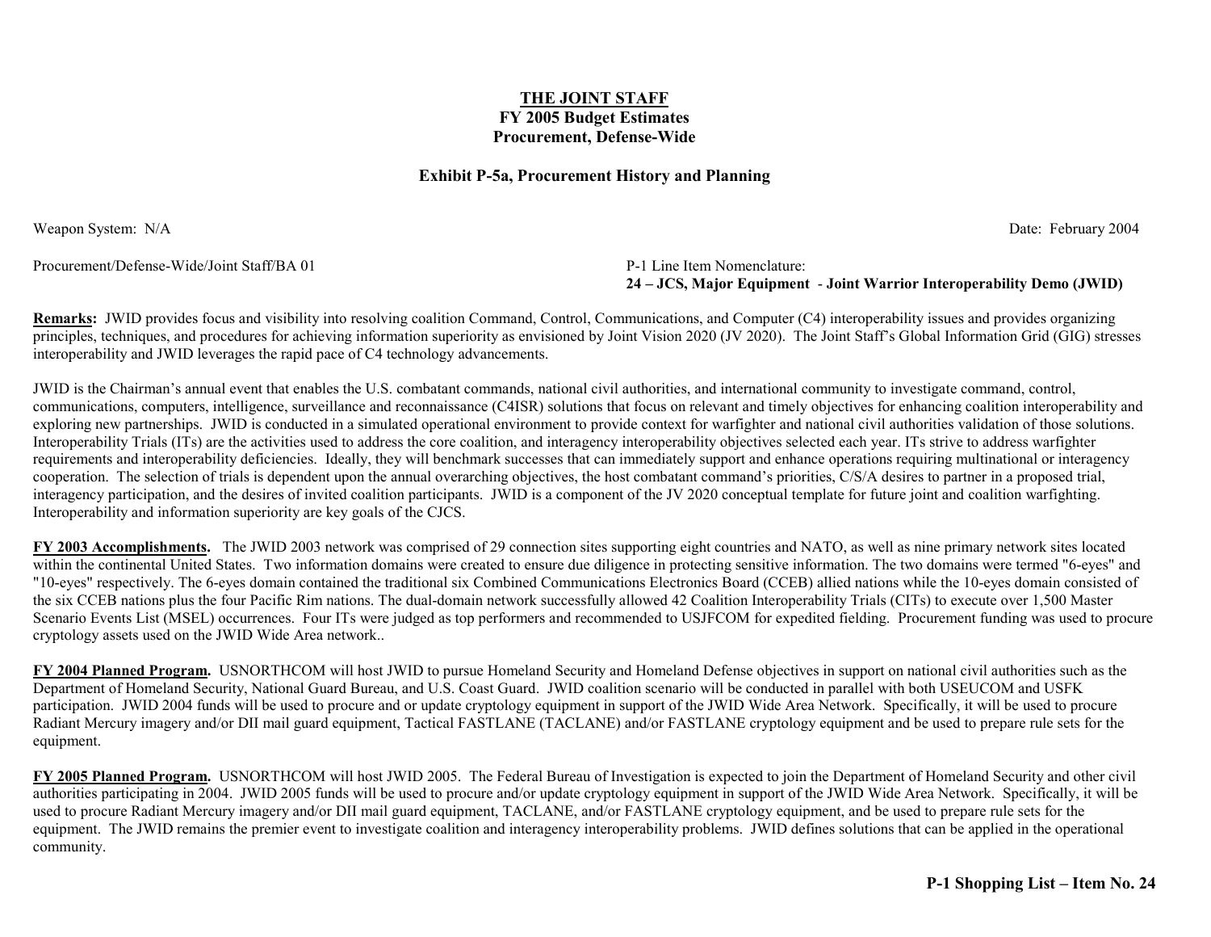**THE JOINT STAFF**
**FY 2005 Budget Estimates**
**Procurement, Defense-Wide**

**Exhibit P-5a, Procurement History and Planning**

Weapon System: N/A

Date: February 2004

Procurement/Defense-Wide/Joint Staff/BA 01

P-1 Line Item Nomenclature:
**24 – JCS, Major Equipment - Joint Warrior Interoperability Demo (JWID)**

**Remarks:** JWID provides focus and visibility into resolving coalition Command, Control, Communications, and Computer (C4) interoperability issues and provides organizing principles, techniques, and procedures for achieving information superiority as envisioned by Joint Vision 2020 (JV 2020). The Joint Staff's Global Information Grid (GIG) stresses interoperability and JWID leverages the rapid pace of C4 technology advancements.

JWID is the Chairman's annual event that enables the U.S. combatant commands, national civil authorities, and international community to investigate command, control, communications, computers, intelligence, surveillance and reconnaissance (C4ISR) solutions that focus on relevant and timely objectives for enhancing coalition interoperability and exploring new partnerships. JWID is conducted in a simulated operational environment to provide context for warfighter and national civil authorities validation of those solutions. Interoperability Trials (ITs) are the activities used to address the core coalition, and interagency interoperability objectives selected each year. ITs strive to address warfighter requirements and interoperability deficiencies. Ideally, they will benchmark successes that can immediately support and enhance operations requiring multinational or interagency cooperation. The selection of trials is dependent upon the annual overarching objectives, the host combatant command's priorities, C/S/A desires to partner in a proposed trial, interagency participation, and the desires of invited coalition participants. JWID is a component of the JV 2020 conceptual template for future joint and coalition warfighting. Interoperability and information superiority are key goals of the CJCS.

**FY 2003 Accomplishments.** The JWID 2003 network was comprised of 29 connection sites supporting eight countries and NATO, as well as nine primary network sites located within the continental United States. Two information domains were created to ensure due diligence in protecting sensitive information. The two domains were termed "6-eyes" and "10-eyes" respectively. The 6-eyes domain contained the traditional six Combined Communications Electronics Board (CCEB) allied nations while the 10-eyes domain consisted of the six CCEB nations plus the four Pacific Rim nations. The dual-domain network successfully allowed 42 Coalition Interoperability Trials (CITs) to execute over 1,500 Master Scenario Events List (MSEL) occurrences. Four ITs were judged as top performers and recommended to USJFCOM for expedited fielding. Procurement funding was used to procure cryptology assets used on the JWID Wide Area network..

**FY 2004 Planned Program.** USNORTHCOM will host JWID to pursue Homeland Security and Homeland Defense objectives in support on national civil authorities such as the Department of Homeland Security, National Guard Bureau, and U.S. Coast Guard. JWID coalition scenario will be conducted in parallel with both USEUCOM and USFK participation. JWID 2004 funds will be used to procure and or update cryptology equipment in support of the JWID Wide Area Network. Specifically, it will be used to procure Radiant Mercury imagery and/or DII mail guard equipment, Tactical FASTLANE (TACLANE) and/or FASTLANE cryptology equipment and be used to prepare rule sets for the equipment.

**FY 2005 Planned Program.** USNORTHCOM will host JWID 2005. The Federal Bureau of Investigation is expected to join the Department of Homeland Security and other civil authorities participating in 2004. JWID 2005 funds will be used to procure and/or update cryptology equipment in support of the JWID Wide Area Network. Specifically, it will be used to procure Radiant Mercury imagery and/or DII mail guard equipment, TACLANE, and/or FASTLANE cryptology equipment, and be used to prepare rule sets for the equipment. The JWID remains the premier event to investigate coalition and interagency interoperability problems. JWID defines solutions that can be applied in the operational community.

**P-1 Shopping List – Item No. 24**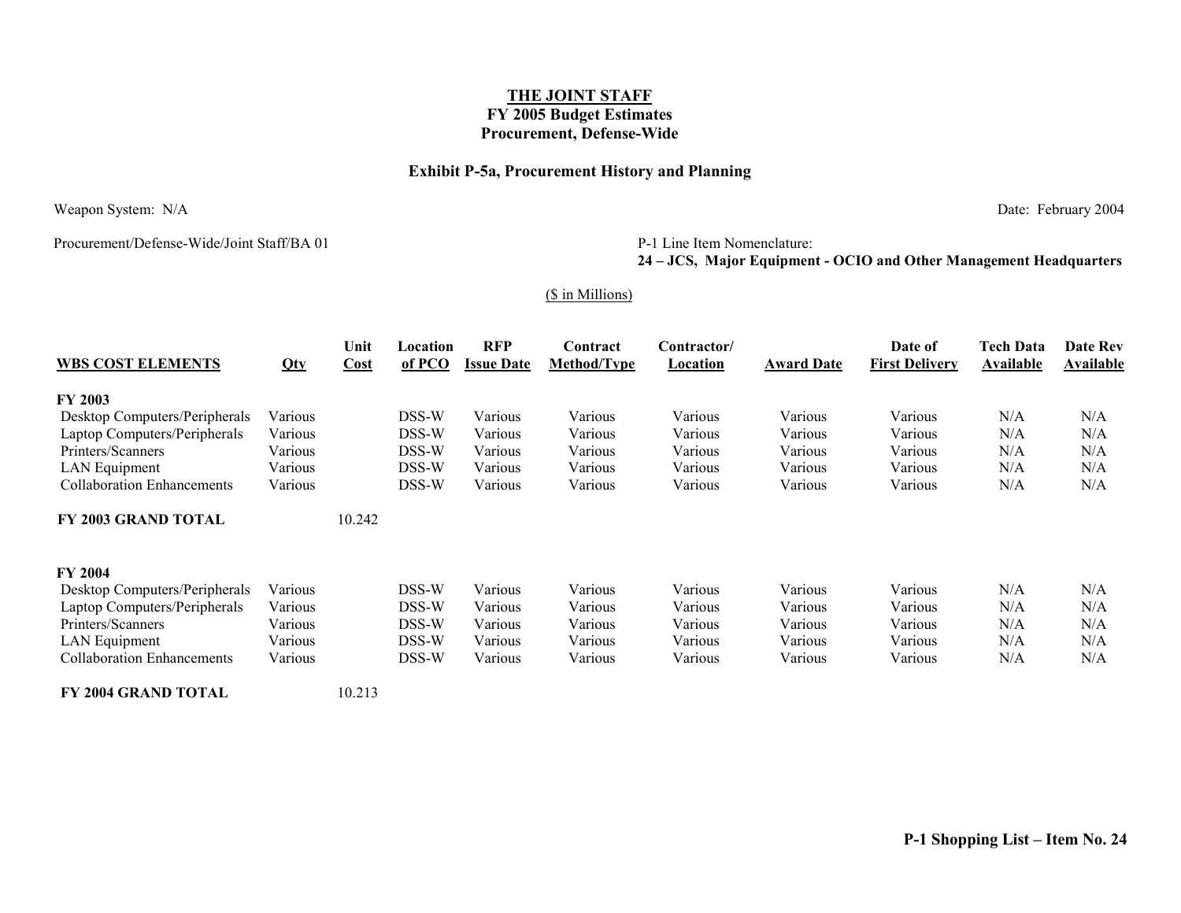**THE JOINT STAFF**
**FY 2005 Budget Estimates**
**Procurement, Defense-Wide**

**Exhibit P-5a, Procurement History and Planning**

Weapon System: N/A

Date: February 2004

Procurement/Defense-Wide/Joint Staff/BA 01

P-1 Line Item Nomenclature:
**24 – JCS, Major Equipment - OCIO and Other Management Headquarters**

($ in Millions)

| WBS COST ELEMENTS | Qty | Unit Cost | Location of PCO | RFP Issue Date | Contract Method/Type | Contractor/ Location | Award Date | Date of First Delivery | Tech Data Available | Date Rev Available |
|---|---|---|---|---|---|---|---|---|---|---|
| **FY 2003** | | | | | | | | | | |
| Desktop Computers/Peripherals | Various | | DSS-W | Various | Various | Various | Various | Various | N/A | N/A |
| Laptop Computers/Peripherals | Various | | DSS-W | Various | Various | Various | Various | Various | N/A | N/A |
| Printers/Scanners | Various | | DSS-W | Various | Various | Various | Various | Various | N/A | N/A |
| LAN Equipment | Various | | DSS-W | Various | Various | Various | Various | Various | N/A | N/A |
| Collaboration Enhancements | Various | | DSS-W | Various | Various | Various | Various | Various | N/A | N/A |
| **FY 2003 GRAND TOTAL** | | 10.242 | | | | | | | | |
| **FY 2004** | | | | | | | | | | |
| Desktop Computers/Peripherals | Various | | DSS-W | Various | Various | Various | Various | Various | N/A | N/A |
| Laptop Computers/Peripherals | Various | | DSS-W | Various | Various | Various | Various | Various | N/A | N/A |
| Printers/Scanners | Various | | DSS-W | Various | Various | Various | Various | Various | N/A | N/A |
| LAN Equipment | Various | | DSS-W | Various | Various | Various | Various | Various | N/A | N/A |
| Collaboration Enhancements | Various | | DSS-W | Various | Various | Various | Various | Various | N/A | N/A |
| **FY 2004 GRAND TOTAL** | | 10.213 | | | | | | | | |

**P-1 Shopping List – Item No. 24**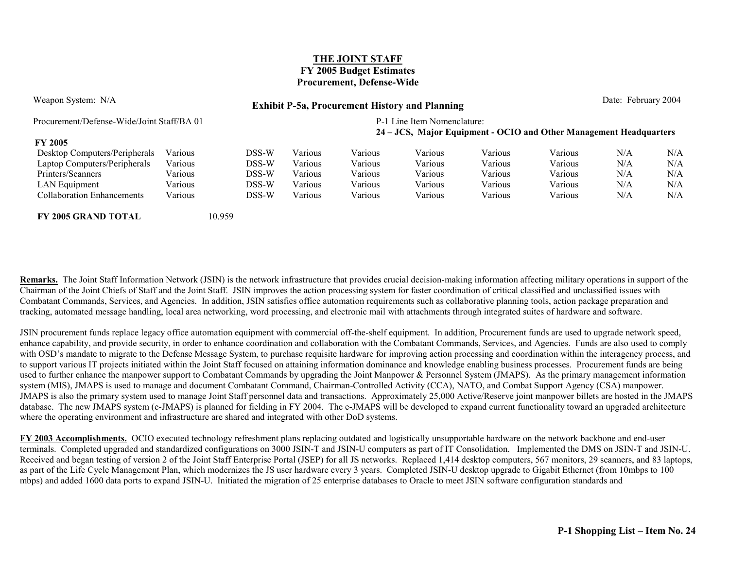# THE JOINT STAFF
## FY 2005 Budget Estimates
## Procurement, Defense-Wide

Weapon System: N/A

**Exhibit P-5a, Procurement History and Planning**

Date: February 2004

Procurement/Defense-Wide/Joint Staff/BA 01

P-1 Line Item Nomenclature:
**24 – JCS, Major Equipment - OCIO and Other Management Headquarters**

| **FY 2005** | | | | | | | | | | |
|---|---|---|---|---|---|---|---|---|---|---|
| Desktop Computers/Peripherals | Various | | DSS-W | Various | Various | Various | Various | Various | N/A | N/A |
| Laptop Computers/Peripherals | Various | | DSS-W | Various | Various | Various | Various | Various | N/A | N/A |
| Printers/Scanners | Various | | DSS-W | Various | Various | Various | Various | Various | N/A | N/A |
| LAN Equipment | Various | | DSS-W | Various | Various | Various | Various | Various | N/A | N/A |
| Collaboration Enhancements | Various | | DSS-W | Various | Various | Various | Various | Various | N/A | N/A |
| **FY 2005 GRAND TOTAL** | | 10.959 | | | | | | | | |

**Remarks.** The Joint Staff Information Network (JSIN) is the network infrastructure that provides crucial decision-making information affecting military operations in support of the Chairman of the Joint Chiefs of Staff and the Joint Staff. JSIN improves the action processing system for faster coordination of critical classified and unclassified issues with Combatant Commands, Services, and Agencies. In addition, JSIN satisfies office automation requirements such as collaborative planning tools, action package preparation and tracking, automated message handling, local area networking, word processing, and electronic mail with attachments through integrated suites of hardware and software.

JSIN procurement funds replace legacy office automation equipment with commercial off-the-shelf equipment. In addition, Procurement funds are used to upgrade network speed, enhance capability, and provide security, in order to enhance coordination and collaboration with the Combatant Commands, Services, and Agencies. Funds are also used to comply with OSD's mandate to migrate to the Defense Message System, to purchase requisite hardware for improving action processing and coordination within the interagency process, and to support various IT projects initiated within the Joint Staff focused on attaining information dominance and knowledge enabling business processes. Procurement funds are being used to further enhance the manpower support to Combatant Commands by upgrading the Joint Manpower & Personnel System (JMAPS). As the primary management information system (MIS), JMAPS is used to manage and document Combatant Command, Chairman-Controlled Activity (CCA), NATO, and Combat Support Agency (CSA) manpower. JMAPS is also the primary system used to manage Joint Staff personnel data and transactions. Approximately 25,000 Active/Reserve joint manpower billets are hosted in the JMAPS database. The new JMAPS system (e-JMAPS) is planned for fielding in FY 2004. The e-JMAPS will be developed to expand current functionality toward an upgraded architecture where the operating environment and infrastructure are shared and integrated with other DoD systems.

**FY 2003 Accomplishments.** OCIO executed technology refreshment plans replacing outdated and logistically unsupportable hardware on the network backbone and end-user terminals. Completed upgraded and standardized configurations on 3000 JSIN-T and JSIN-U computers as part of IT Consolidation. Implemented the DMS on JSIN-T and JSIN-U. Received and began testing of version 2 of the Joint Staff Enterprise Portal (JSEP) for all JS networks. Replaced 1,414 desktop computers, 567 monitors, 29 scanners, and 83 laptops, as part of the Life Cycle Management Plan, which modernizes the JS user hardware every 3 years. Completed JSIN-U desktop upgrade to Gigabit Ethernet (from 10mbps to 100 mbps) and added 1600 data ports to expand JSIN-U. Initiated the migration of 25 enterprise databases to Oracle to meet JSIN software configuration standards and

P-1 Shopping List – Item No. 24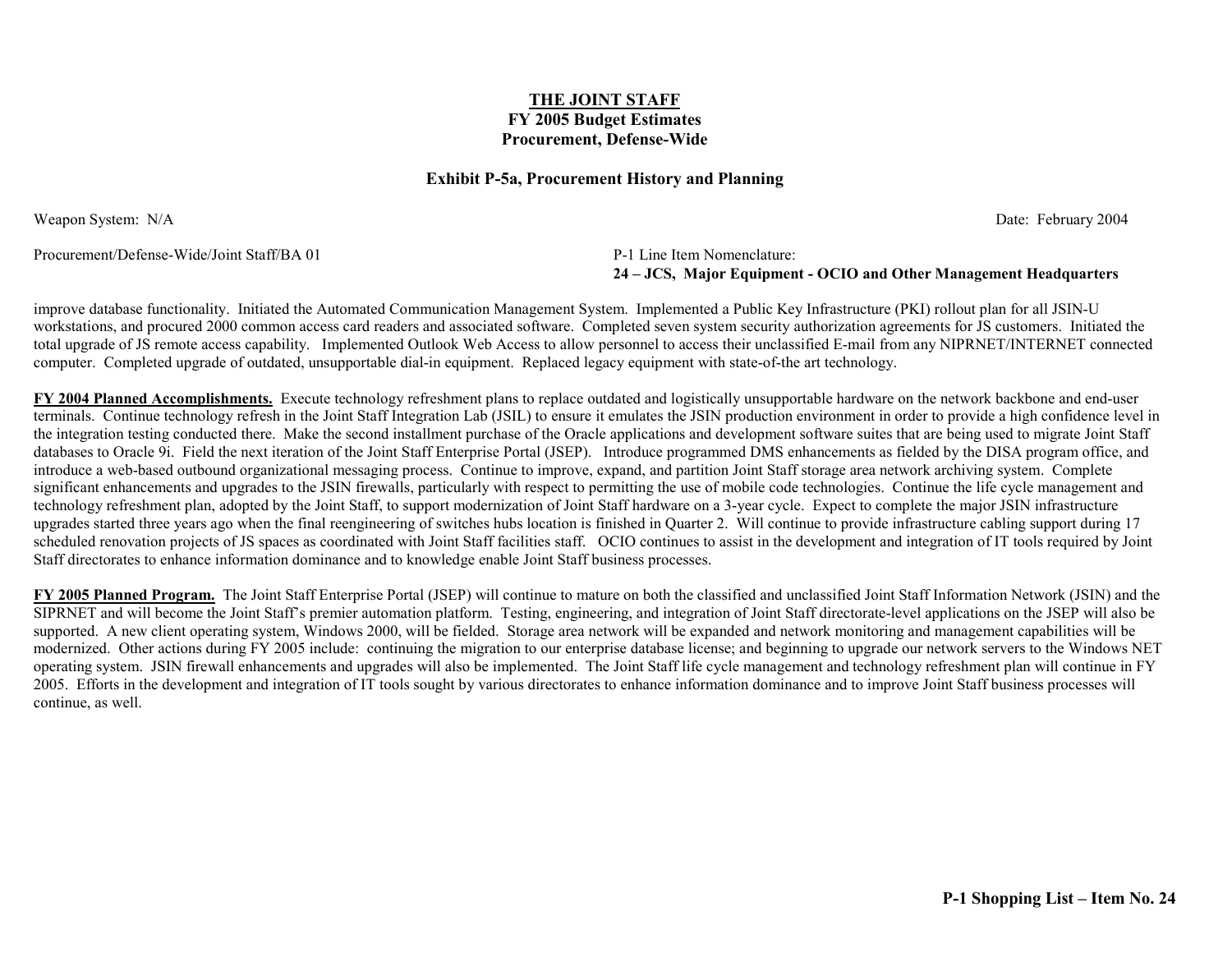**THE JOINT STAFF**
**FY 2005 Budget Estimates**
**Procurement, Defense-Wide**

**Exhibit P-5a, Procurement History and Planning**

Weapon System: N/A

Date: February 2004

Procurement/Defense-Wide/Joint Staff/BA 01

P-1 Line Item Nomenclature:
**24 – JCS, Major Equipment - OCIO and Other Management Headquarters**

improve database functionality. Initiated the Automated Communication Management System. Implemented a Public Key Infrastructure (PKI) rollout plan for all JSIN-U workstations, and procured 2000 common access card readers and associated software. Completed seven system security authorization agreements for JS customers. Initiated the total upgrade of JS remote access capability. Implemented Outlook Web Access to allow personnel to access their unclassified E-mail from any NIPRNET/INTERNET connected computer. Completed upgrade of outdated, unsupportable dial-in equipment. Replaced legacy equipment with state-of-the art technology.

**FY 2004 Planned Accomplishments.** Execute technology refreshment plans to replace outdated and logistically unsupportable hardware on the network backbone and end-user terminals. Continue technology refresh in the Joint Staff Integration Lab (JSIL) to ensure it emulates the JSIN production environment in order to provide a high confidence level in the integration testing conducted there. Make the second installment purchase of the Oracle applications and development software suites that are being used to migrate Joint Staff databases to Oracle 9i. Field the next iteration of the Joint Staff Enterprise Portal (JSEP). Introduce programmed DMS enhancements as fielded by the DISA program office, and introduce a web-based outbound organizational messaging process. Continue to improve, expand, and partition Joint Staff storage area network archiving system. Complete significant enhancements and upgrades to the JSIN firewalls, particularly with respect to permitting the use of mobile code technologies. Continue the life cycle management and technology refreshment plan, adopted by the Joint Staff, to support modernization of Joint Staff hardware on a 3-year cycle. Expect to complete the major JSIN infrastructure upgrades started three years ago when the final reengineering of switches hubs location is finished in Quarter 2. Will continue to provide infrastructure cabling support during 17 scheduled renovation projects of JS spaces as coordinated with Joint Staff facilities staff. OCIO continues to assist in the development and integration of IT tools required by Joint Staff directorates to enhance information dominance and to knowledge enable Joint Staff business processes.

**FY 2005 Planned Program.** The Joint Staff Enterprise Portal (JSEP) will continue to mature on both the classified and unclassified Joint Staff Information Network (JSIN) and the SIPRNET and will become the Joint Staff's premier automation platform. Testing, engineering, and integration of Joint Staff directorate-level applications on the JSEP will also be supported. A new client operating system, Windows 2000, will be fielded. Storage area network will be expanded and network monitoring and management capabilities will be modernized. Other actions during FY 2005 include: continuing the migration to our enterprise database license; and beginning to upgrade our network servers to the Windows NET operating system. JSIN firewall enhancements and upgrades will also be implemented. The Joint Staff life cycle management and technology refreshment plan will continue in FY 2005. Efforts in the development and integration of IT tools sought by various directorates to enhance information dominance and to improve Joint Staff business processes will continue, as well.

**P-1 Shopping List – Item No. 24**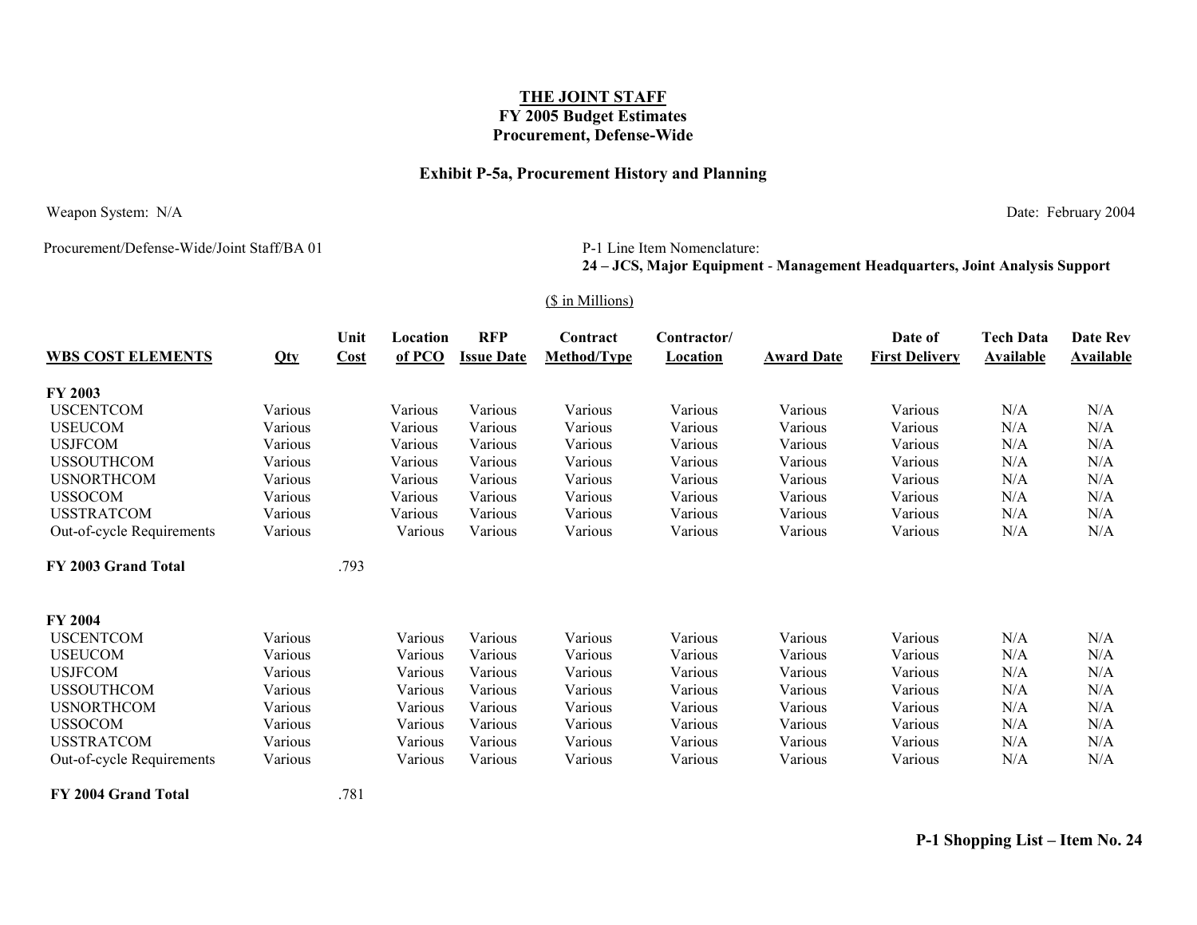**THE JOINT STAFF**
**FY 2005 Budget Estimates**
**Procurement, Defense-Wide**

**Exhibit P-5a, Procurement History and Planning**

Weapon System: N/A

Date: February 2004

Procurement/Defense-Wide/Joint Staff/BA 01

P-1 Line Item Nomenclature:
**24 – JCS, Major Equipment - Management Headquarters, Joint Analysis Support**

($ in Millions)

| WBS COST ELEMENTS | Qty | Unit Cost | Location of PCO | RFP Issue Date | Contract Method/Type | Contractor/ Location | Award Date | Date of First Delivery | Tech Data Available | Date Rev Available |
|---|---|---|---|---|---|---|---|---|---|---|
| **FY 2003** | | | | | | | | | | |
| USCENTCOM | Various | | Various | Various | Various | Various | Various | Various | N/A | N/A |
| USEUCOM | Various | | Various | Various | Various | Various | Various | Various | N/A | N/A |
| USJFCOM | Various | | Various | Various | Various | Various | Various | Various | N/A | N/A |
| USSOUTHCOM | Various | | Various | Various | Various | Various | Various | Various | N/A | N/A |
| USNORTHCOM | Various | | Various | Various | Various | Various | Various | Various | N/A | N/A |
| USSOCOM | Various | | Various | Various | Various | Various | Various | Various | N/A | N/A |
| USSTRATCOM | Various | | Various | Various | Various | Various | Various | Various | N/A | N/A |
| Out-of-cycle Requirements | Various | | Various | Various | Various | Various | Various | Various | N/A | N/A |
| **FY 2003 Grand Total** | | .793 | | | | | | | | |
| **FY 2004** | | | | | | | | | | |
| USCENTCOM | Various | | Various | Various | Various | Various | Various | Various | N/A | N/A |
| USEUCOM | Various | | Various | Various | Various | Various | Various | Various | N/A | N/A |
| USJFCOM | Various | | Various | Various | Various | Various | Various | Various | N/A | N/A |
| USSOUTHCOM | Various | | Various | Various | Various | Various | Various | Various | N/A | N/A |
| USNORTHCOM | Various | | Various | Various | Various | Various | Various | Various | N/A | N/A |
| USSOCOM | Various | | Various | Various | Various | Various | Various | Various | N/A | N/A |
| USSTRATCOM | Various | | Various | Various | Various | Various | Various | Various | N/A | N/A |
| Out-of-cycle Requirements | Various | | Various | Various | Various | Various | Various | Various | N/A | N/A |
| **FY 2004 Grand Total** | | .781 | | | | | | | | |

**P-1 Shopping List – Item No. 24**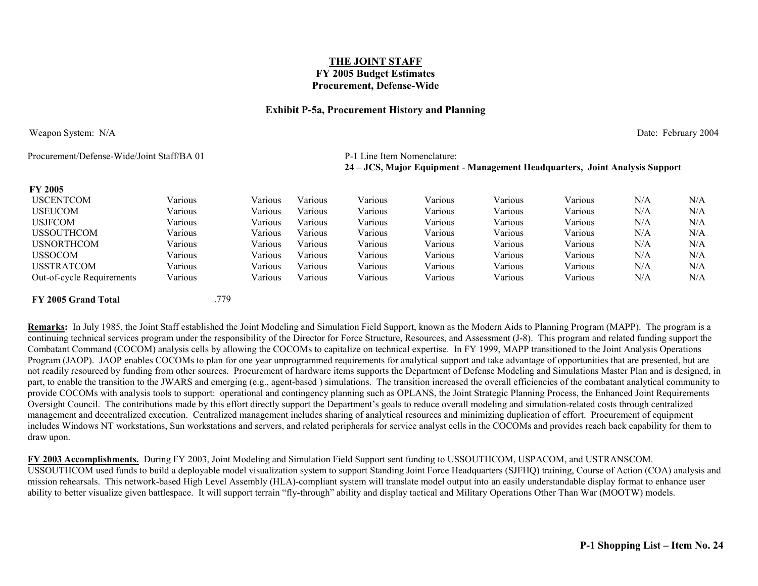**THE JOINT STAFF**
**FY 2005 Budget Estimates**
**Procurement, Defense-Wide**

**Exhibit P-5a, Procurement History and Planning**

Weapon System: N/A Date: February 2004

Procurement/Defense-Wide/Joint Staff/BA 01

P-1 Line Item Nomenclature:
**24 – JCS, Major Equipment - Management Headquarters, Joint Analysis Support**

| **FY 2005** | | | | | | | | | | |
|---|---|---|---|---|---|---|---|---|---|---|
| USCENTCOM | Various | | Various | Various | Various | Various | Various | Various | N/A | N/A |
| USEUCOM | Various | | Various | Various | Various | Various | Various | Various | N/A | N/A |
| USJFCOM | Various | | Various | Various | Various | Various | Various | Various | N/A | N/A |
| USSOUTHCOM | Various | | Various | Various | Various | Various | Various | Various | N/A | N/A |
| USNORTHCOM | Various | | Various | Various | Various | Various | Various | Various | N/A | N/A |
| USSOCOM | Various | | Various | Various | Various | Various | Various | Various | N/A | N/A |
| USSTRATCOM | Various | | Various | Various | Various | Various | Various | Various | N/A | N/A |
| Out-of-cycle Requirements | Various | | Various | Various | Various | Various | Various | Various | N/A | N/A |
| **FY 2005 Grand Total** | | .779 | | | | | | | | |

**Remarks:** In July 1985, the Joint Staff established the Joint Modeling and Simulation Field Support, known as the Modern Aids to Planning Program (MAPP). The program is a continuing technical services program under the responsibility of the Director for Force Structure, Resources, and Assessment (J-8). This program and related funding support the Combatant Command (COCOM) analysis cells by allowing the COCOMs to capitalize on technical expertise. In FY 1999, MAPP transitioned to the Joint Analysis Operations Program (JAOP). JAOP enables COCOMs to plan for one year unprogrammed requirements for analytical support and take advantage of opportunities that are presented, but are not readily resourced by funding from other sources. Procurement of hardware items supports the Department of Defense Modeling and Simulations Master Plan and is designed, in part, to enable the transition to the JWARS and emerging (e.g., agent-based ) simulations. The transition increased the overall efficiencies of the combatant analytical community to provide COCOMs with analysis tools to support: operational and contingency planning such as OPLANS, the Joint Strategic Planning Process, the Enhanced Joint Requirements Oversight Council. The contributions made by this effort directly support the Department's goals to reduce overall modeling and simulation-related costs through centralized management and decentralized execution. Centralized management includes sharing of analytical resources and minimizing duplication of effort. Procurement of equipment includes Windows NT workstations, Sun workstations and servers, and related peripherals for service analyst cells in the COCOMs and provides reach back capability for them to draw upon.

**FY 2003 Accomplishments.** During FY 2003, Joint Modeling and Simulation Field Support sent funding to USSOUTHCOM, USPACOM, and USTRANSCOM. USSOUTHCOM used funds to build a deployable model visualization system to support Standing Joint Force Headquarters (SJFHQ) training, Course of Action (COA) analysis and mission rehearsals. This network-based High Level Assembly (HLA)-compliant system will translate model output into an easily understandable display format to enhance user ability to better visualize given battlespace. It will support terrain "fly-through" ability and display tactical and Military Operations Other Than War (MOOTW) models.

**P-1 Shopping List – Item No. 24**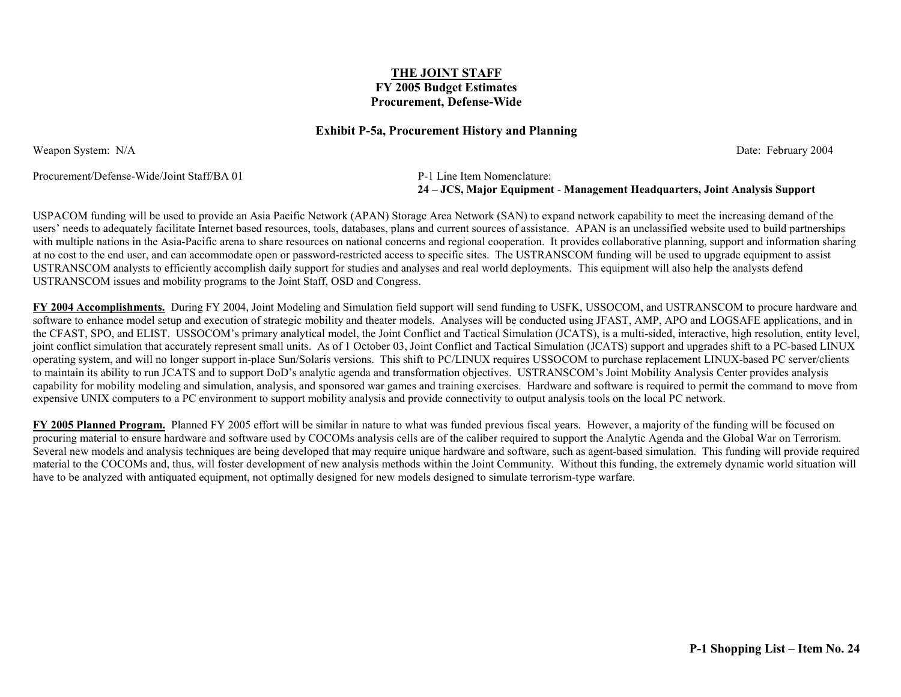**THE JOINT STAFF**
**FY 2005 Budget Estimates**
**Procurement, Defense-Wide**

**Exhibit P-5a, Procurement History and Planning**

Weapon System: N/A

Date: February 2004

Procurement/Defense-Wide/Joint Staff/BA 01

P-1 Line Item Nomenclature:
**24 – JCS, Major Equipment - Management Headquarters, Joint Analysis Support**

USPACOM funding will be used to provide an Asia Pacific Network (APAN) Storage Area Network (SAN) to expand network capability to meet the increasing demand of the users' needs to adequately facilitate Internet based resources, tools, databases, plans and current sources of assistance. APAN is an unclassified website used to build partnerships with multiple nations in the Asia-Pacific arena to share resources on national concerns and regional cooperation. It provides collaborative planning, support and information sharing at no cost to the end user, and can accommodate open or password-restricted access to specific sites. The USTRANSCOM funding will be used to upgrade equipment to assist USTRANSCOM analysts to efficiently accomplish daily support for studies and analyses and real world deployments. This equipment will also help the analysts defend USTRANSCOM issues and mobility programs to the Joint Staff, OSD and Congress.

**FY 2004 Accomplishments.** During FY 2004, Joint Modeling and Simulation field support will send funding to USFK, USSOCOM, and USTRANSCOM to procure hardware and software to enhance model setup and execution of strategic mobility and theater models. Analyses will be conducted using JFAST, AMP, APO and LOGSAFE applications, and in the CFAST, SPO, and ELIST. USSOCOM's primary analytical model, the Joint Conflict and Tactical Simulation (JCATS), is a multi-sided, interactive, high resolution, entity level, joint conflict simulation that accurately represent small units. As of 1 October 03, Joint Conflict and Tactical Simulation (JCATS) support and upgrades shift to a PC-based LINUX operating system, and will no longer support in-place Sun/Solaris versions. This shift to PC/LINUX requires USSOCOM to purchase replacement LINUX-based PC server/clients to maintain its ability to run JCATS and to support DoD's analytic agenda and transformation objectives. USTRANSCOM's Joint Mobility Analysis Center provides analysis capability for mobility modeling and simulation, analysis, and sponsored war games and training exercises. Hardware and software is required to permit the command to move from expensive UNIX computers to a PC environment to support mobility analysis and provide connectivity to output analysis tools on the local PC network.

**FY 2005 Planned Program.** Planned FY 2005 effort will be similar in nature to what was funded previous fiscal years. However, a majority of the funding will be focused on procuring material to ensure hardware and software used by COCOMs analysis cells are of the caliber required to support the Analytic Agenda and the Global War on Terrorism. Several new models and analysis techniques are being developed that may require unique hardware and software, such as agent-based simulation. This funding will provide required material to the COCOMs and, thus, will foster development of new analysis methods within the Joint Community. Without this funding, the extremely dynamic world situation will have to be analyzed with antiquated equipment, not optimally designed for new models designed to simulate terrorism-type warfare.

**P-1 Shopping List – Item No. 24**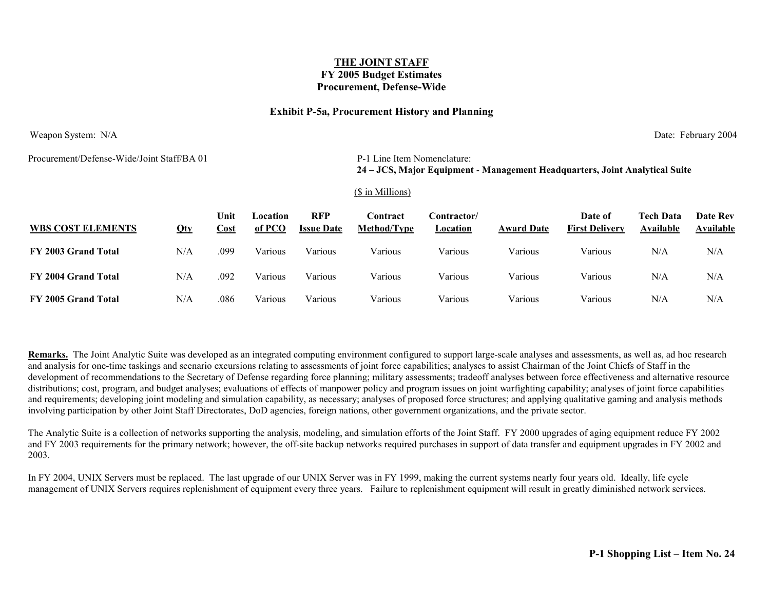**THE JOINT STAFF**
**FY 2005 Budget Estimates**
**Procurement, Defense-Wide**

**Exhibit P-5a, Procurement History and Planning**

Weapon System: N/A

Date: February 2004

Procurement/Defense-Wide/Joint Staff/BA 01

P-1 Line Item Nomenclature:
**24 – JCS, Major Equipment - Management Headquarters, Joint Analytical Suite**

($ in Millions)

| WBS COST ELEMENTS | Qty | Unit Cost | Location of PCO | RFP Issue Date | Contract Method/Type | Contractor/ Location | Award Date | Date of First Delivery | Tech Data Available | Date Rev Available |
|---|---|---|---|---|---|---|---|---|---|---|
| **FY 2003 Grand Total** | N/A | .099 | Various | Various | Various | Various | Various | Various | N/A | N/A |
| **FY 2004 Grand Total** | N/A | .092 | Various | Various | Various | Various | Various | Various | N/A | N/A |
| **FY 2005 Grand Total** | N/A | .086 | Various | Various | Various | Various | Various | Various | N/A | N/A |

**Remarks.** The Joint Analytic Suite was developed as an integrated computing environment configured to support large-scale analyses and assessments, as well as, ad hoc research and analysis for one-time taskings and scenario excursions relating to assessments of joint force capabilities; analyses to assist Chairman of the Joint Chiefs of Staff in the development of recommendations to the Secretary of Defense regarding force planning; military assessments; tradeoff analyses between force effectiveness and alternative resource distributions; cost, program, and budget analyses; evaluations of effects of manpower policy and program issues on joint warfighting capability; analyses of joint force capabilities and requirements; developing joint modeling and simulation capability, as necessary; analyses of proposed force structures; and applying qualitative gaming and analysis methods involving participation by other Joint Staff Directorates, DoD agencies, foreign nations, other government organizations, and the private sector.

The Analytic Suite is a collection of networks supporting the analysis, modeling, and simulation efforts of the Joint Staff. FY 2000 upgrades of aging equipment reduce FY 2002 and FY 2003 requirements for the primary network; however, the off-site backup networks required purchases in support of data transfer and equipment upgrades in FY 2002 and 2003.

In FY 2004, UNIX Servers must be replaced. The last upgrade of our UNIX Server was in FY 1999, making the current systems nearly four years old. Ideally, life cycle management of UNIX Servers requires replenishment of equipment every three years. Failure to replenishment equipment will result in greatly diminished network services.

**P-1 Shopping List – Item No. 24**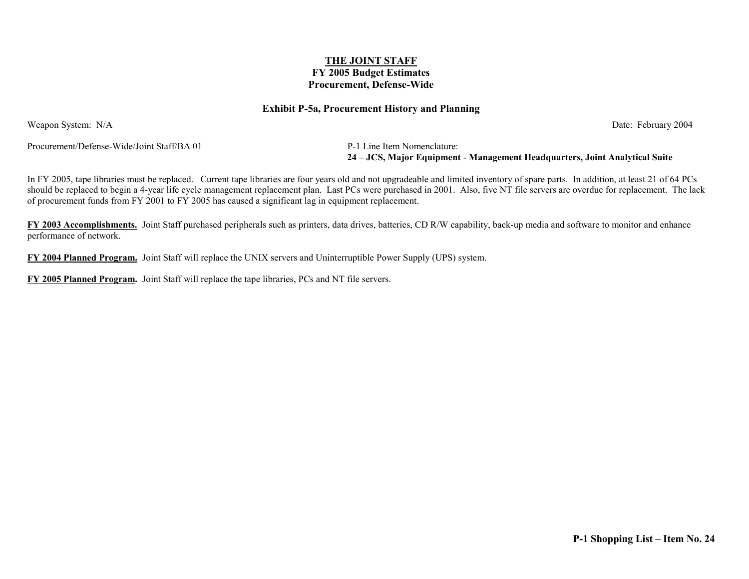**THE JOINT STAFF**
**FY 2005 Budget Estimates**
**Procurement, Defense-Wide**

**Exhibit P-5a, Procurement History and Planning**

Weapon System: N/A

Date: February 2004

Procurement/Defense-Wide/Joint Staff/BA 01

P-1 Line Item Nomenclature:
**24 – JCS, Major Equipment - Management Headquarters, Joint Analytical Suite**

In FY 2005, tape libraries must be replaced. Current tape libraries are four years old and not upgradeable and limited inventory of spare parts. In addition, at least 21 of 64 PCs should be replaced to begin a 4-year life cycle management replacement plan. Last PCs were purchased in 2001. Also, five NT file servers are overdue for replacement. The lack of procurement funds from FY 2001 to FY 2005 has caused a significant lag in equipment replacement.

**FY 2003 Accomplishments.** Joint Staff purchased peripherals such as printers, data drives, batteries, CD R/W capability, back-up media and software to monitor and enhance performance of network.

**FY 2004 Planned Program.** Joint Staff will replace the UNIX servers and Uninterruptible Power Supply (UPS) system.

**FY 2005 Planned Program.** Joint Staff will replace the tape libraries, PCs and NT file servers.

**P-1 Shopping List – Item No. 24**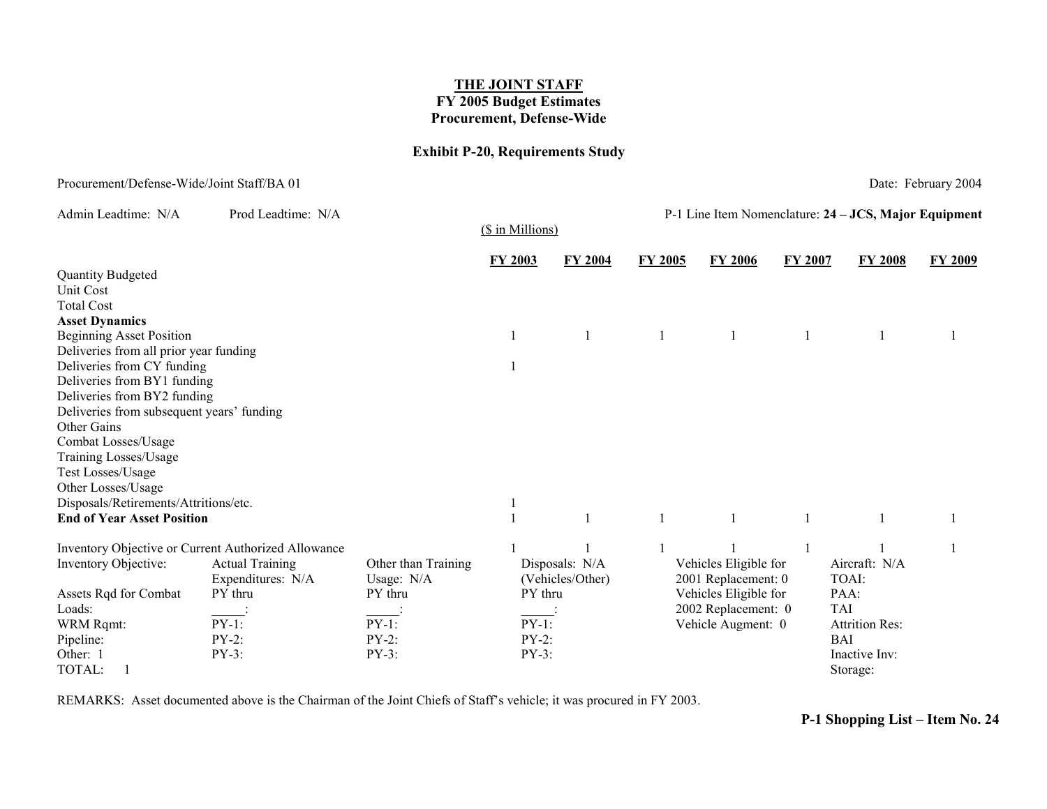**THE JOINT STAFF**
**FY 2005 Budget Estimates**
**Procurement, Defense-Wide**

**Exhibit P-20, Requirements Study**

Procurement/Defense-Wide/Joint Staff/BA 01 — Date: February 2004

Admin Leadtime: N/A — Prod Leadtime: N/A — P-1 Line Item Nomenclature: **24 – JCS, Major Equipment**

($ in Millions)

| | FY 2003 | FY 2004 | FY 2005 | FY 2006 | FY 2007 | FY 2008 | FY 2009 |
|---|---|---|---|---|---|---|---|
| Quantity Budgeted | | | | | | | |
| Unit Cost | | | | | | | |
| Total Cost | | | | | | | |
| **Asset Dynamics** | | | | | | | |
| Beginning Asset Position | 1 | 1 | 1 | 1 | 1 | 1 | 1 |
| Deliveries from all prior year funding | | | | | | | |
| Deliveries from CY funding | 1 | | | | | | |
| Deliveries from BY1 funding | | | | | | | |
| Deliveries from BY2 funding | | | | | | | |
| Deliveries from subsequent years' funding | | | | | | | |
| Other Gains | | | | | | | |
| Combat Losses/Usage | | | | | | | |
| Training Losses/Usage | | | | | | | |
| Test Losses/Usage | | | | | | | |
| Other Losses/Usage | | | | | | | |
| Disposals/Retirements/Attritions/etc. | 1 | | | | | | |
| **End of Year Asset Position** | 1 | 1 | 1 | 1 | 1 | 1 | 1 |
| Inventory Objective or Current Authorized Allowance | 1 | 1 | 1 | 1 | 1 | 1 | 1 |

| Inventory Objective: | Actual Training Expenditures: N/A | Other than Training Usage: N/A | Disposals: N/A (Vehicles/Other) | Vehicles Eligible for 2001 Replacement: 0 | Aircraft: N/A |
|---|---|---|---|---|---|
| Assets Rqd for Combat Loads: | PY thru _____: | PY thru _____: | PY thru _____: | Vehicles Eligible for 2002 Replacement: 0 | TOAI: |
| WRM Rqmt: | PY-1: | PY-1: | PY-1: | Vehicle Augment: 0 | PAA: |
| Pipeline: | PY-2: | PY-2: | PY-2: | | TAI |
| Other: 1 | PY-3: | PY-3: | PY-3: | | Attrition Res: |
| TOTAL: 1 | | | | | BAI |
| | | | | | Inactive Inv: |
| | | | | | Storage: |

REMARKS: Asset documented above is the Chairman of the Joint Chiefs of Staff's vehicle; it was procured in FY 2003.

**P-1 Shopping List – Item No. 24**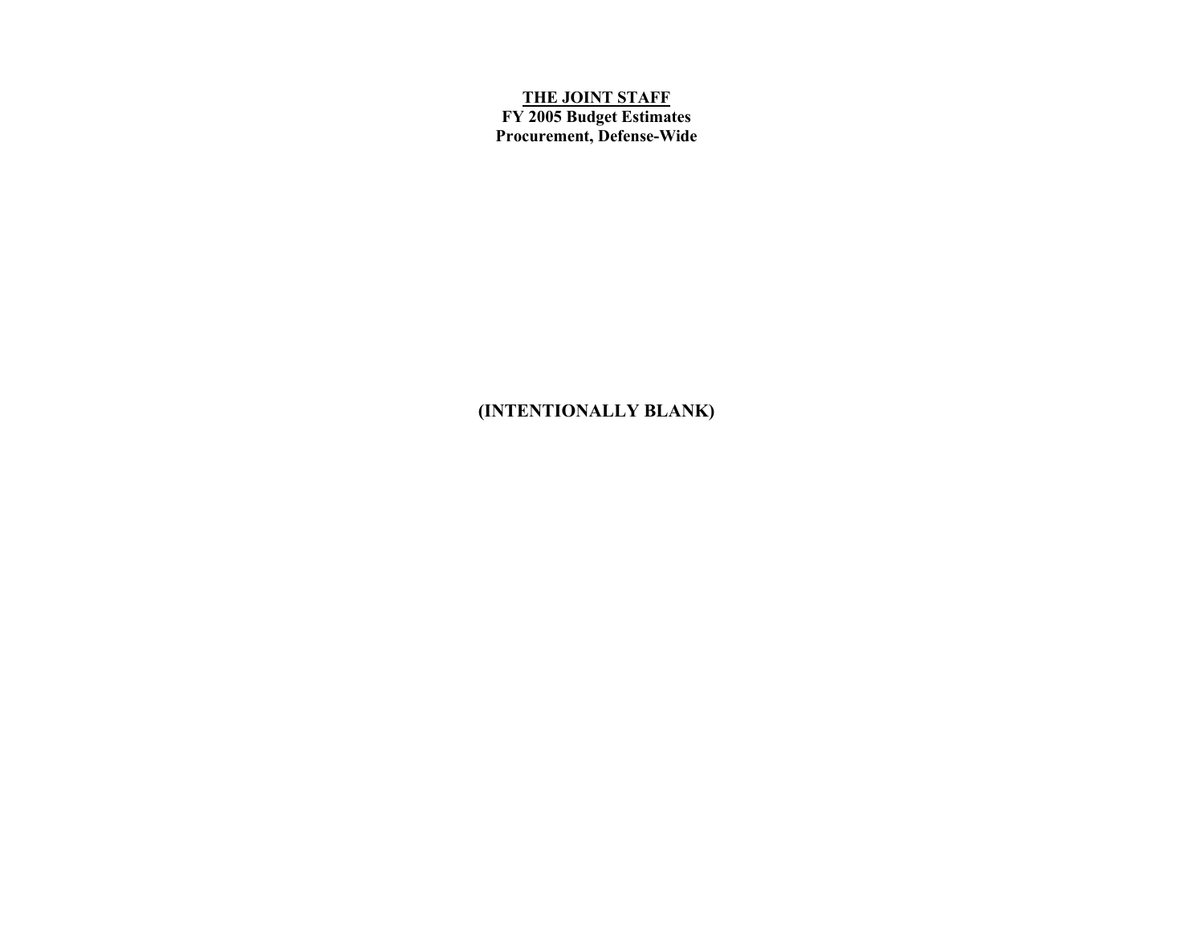**THE JOINT STAFF**
**FY 2005 Budget Estimates**
**Procurement, Defense-Wide**

**(INTENTIONALLY BLANK)**